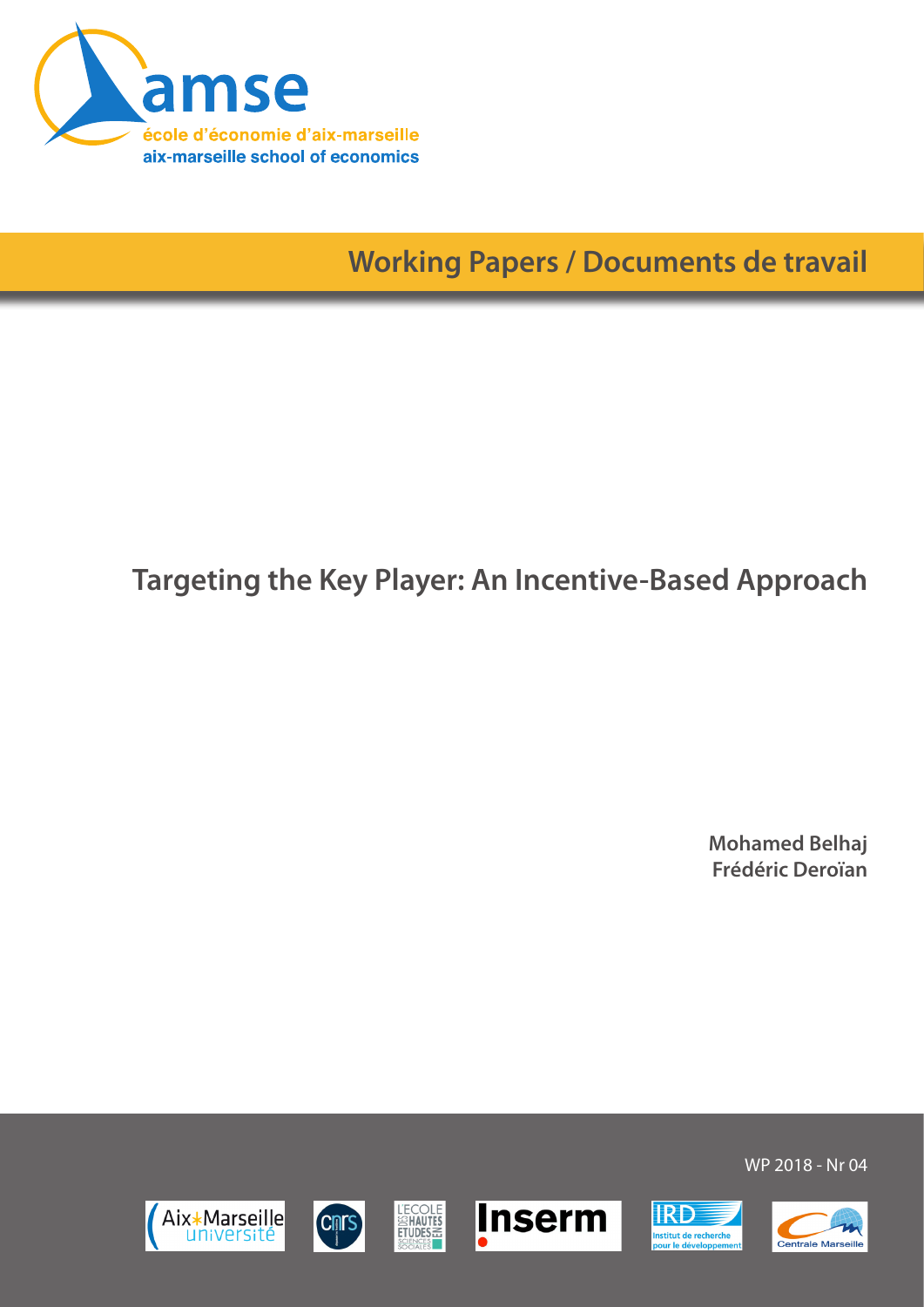amse

école d'économie d'aix-marseille

aix-marseille school of economics

Working Papers / Documents de travail

# Targeting the Key Player: An Incentive-Based Approach

**Mohamed Belhaj**
**Frédéric Deroïan**

WP 2018 - Nr 04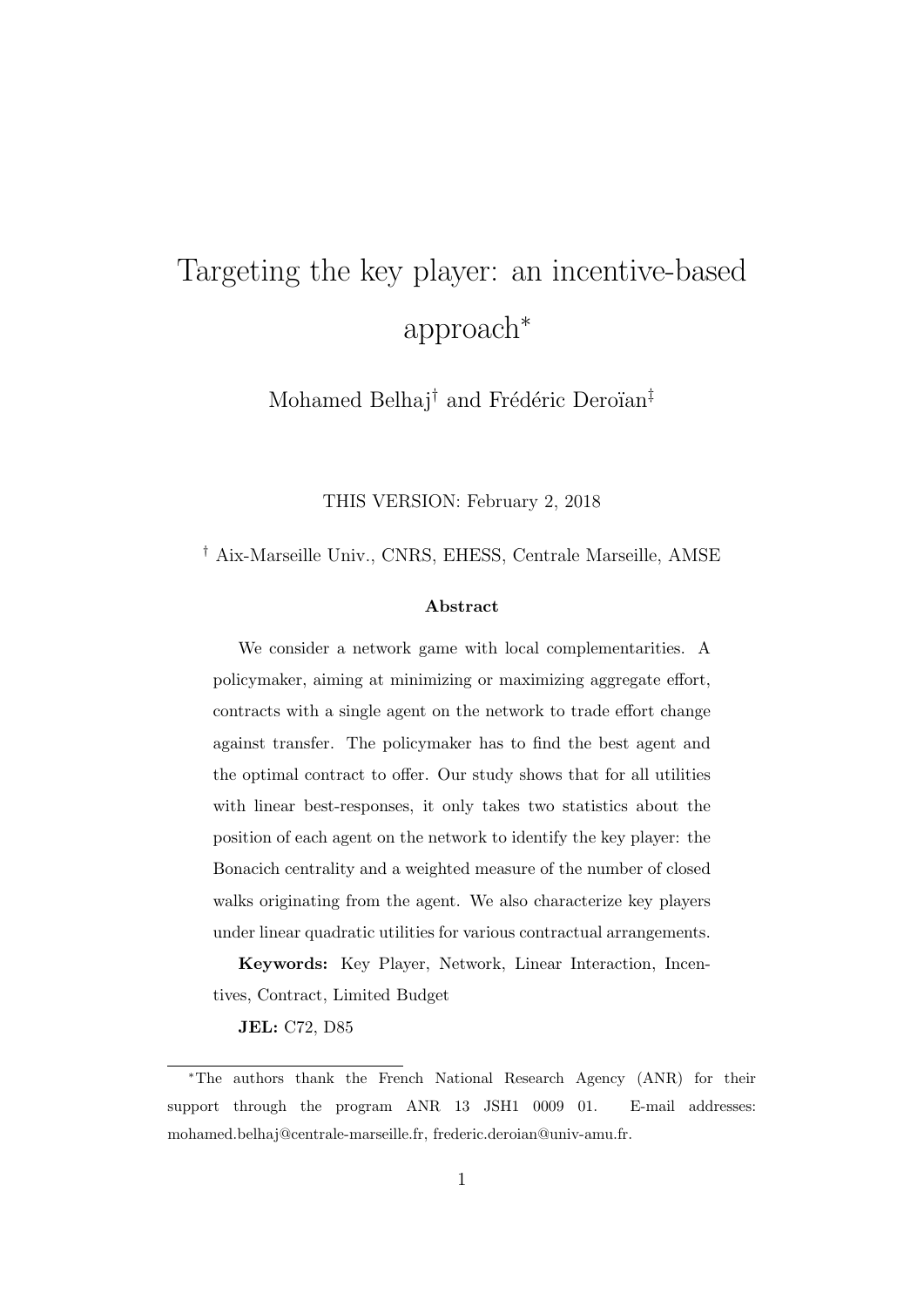# Targeting the key player: an incentive-based approach*

Mohamed Belhaj† and Frédéric Deroïan‡

THIS VERSION: February 2, 2018

† Aix-Marseille Univ., CNRS, EHESS, Centrale Marseille, AMSE

### Abstract

We consider a network game with local complementarities. A policymaker, aiming at minimizing or maximizing aggregate effort, contracts with a single agent on the network to trade effort change against transfer. The policymaker has to find the best agent and the optimal contract to offer. Our study shows that for all utilities with linear best-responses, it only takes two statistics about the position of each agent on the network to identify the key player: the Bonacich centrality and a weighted measure of the number of closed walks originating from the agent. We also characterize key players under linear quadratic utilities for various contractual arrangements.

**Keywords:** Key Player, Network, Linear Interaction, Incentives, Contract, Limited Budget

**JEL:** C72, D85

*The authors thank the French National Research Agency (ANR) for their support through the program ANR 13 JSH1 0009 01. E-mail addresses: mohamed.belhaj@centrale-marseille.fr, frederic.deroian@univ-amu.fr.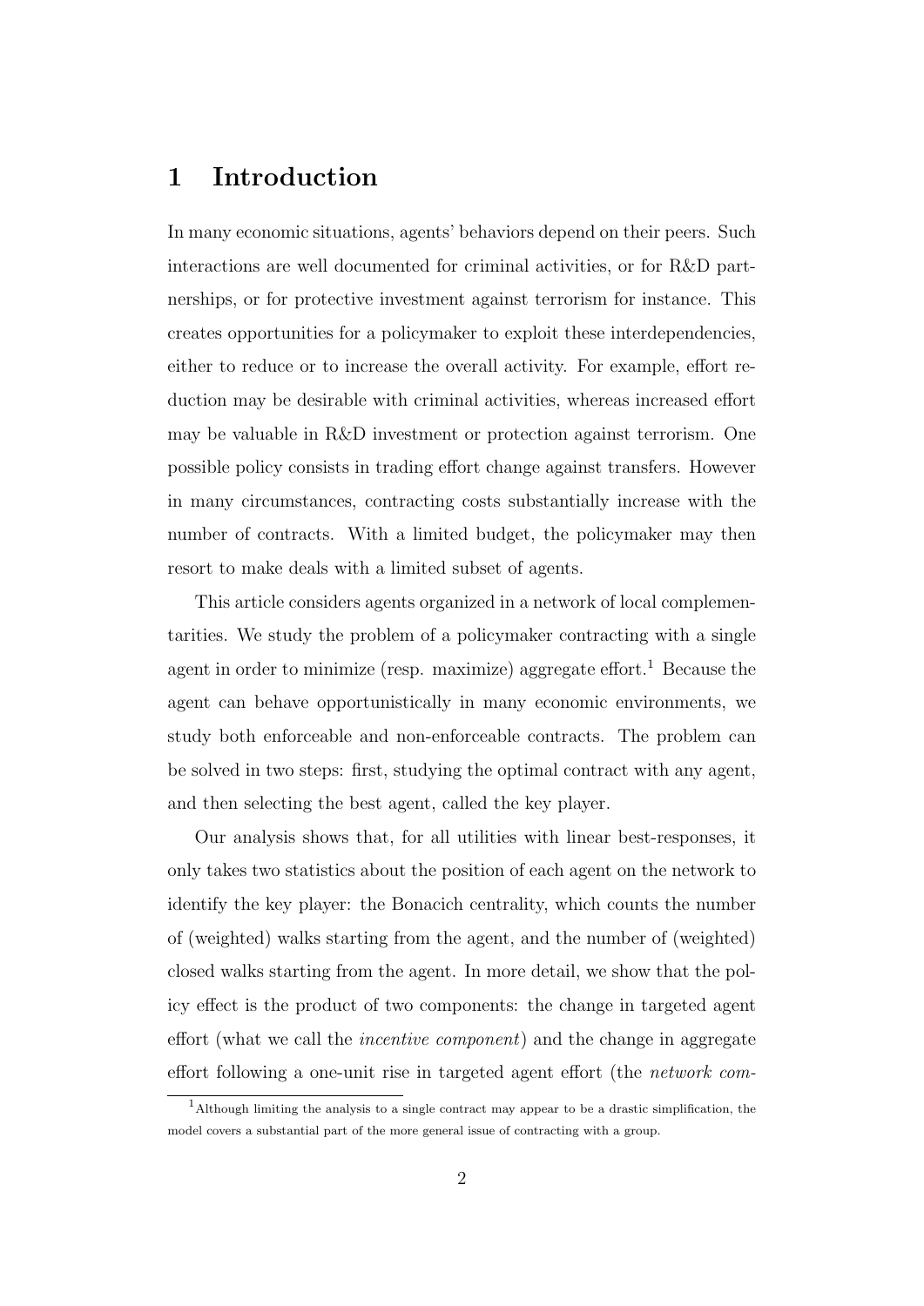# 1 Introduction

In many economic situations, agents' behaviors depend on their peers. Such interactions are well documented for criminal activities, or for R&D partnerships, or for protective investment against terrorism for instance. This creates opportunities for a policymaker to exploit these interdependencies, either to reduce or to increase the overall activity. For example, effort reduction may be desirable with criminal activities, whereas increased effort may be valuable in R&D investment or protection against terrorism. One possible policy consists in trading effort change against transfers. However in many circumstances, contracting costs substantially increase with the number of contracts. With a limited budget, the policymaker may then resort to make deals with a limited subset of agents.

This article considers agents organized in a network of local complementarities. We study the problem of a policymaker contracting with a single agent in order to minimize (resp. maximize) aggregate effort.[1] Because the agent can behave opportunistically in many economic environments, we study both enforceable and non-enforceable contracts. The problem can be solved in two steps: first, studying the optimal contract with any agent, and then selecting the best agent, called the key player.

Our analysis shows that, for all utilities with linear best-responses, it only takes two statistics about the position of each agent on the network to identify the key player: the Bonacich centrality, which counts the number of (weighted) walks starting from the agent, and the number of (weighted) closed walks starting from the agent. In more detail, we show that the policy effect is the product of two components: the change in targeted agent effort (what we call the *incentive component*) and the change in aggregate effort following a one-unit rise in targeted agent effort (the *network com-*

[1] Although limiting the analysis to a single contract may appear to be a drastic simplification, the model covers a substantial part of the more general issue of contracting with a group.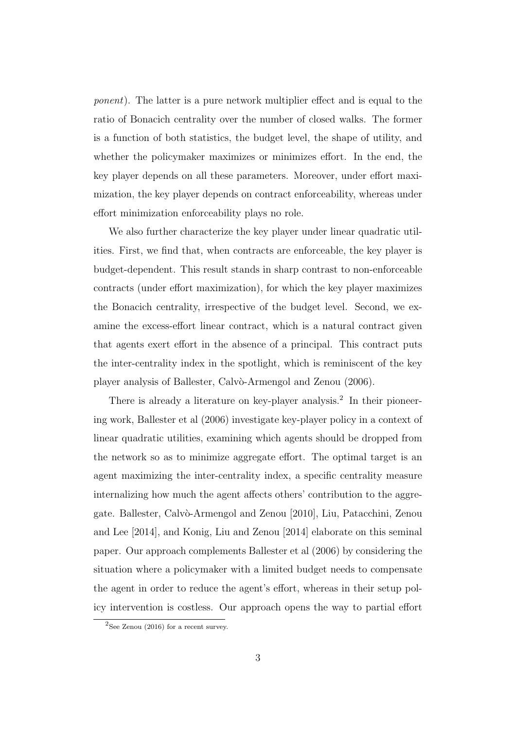*ponent*). The latter is a pure network multiplier effect and is equal to the ratio of Bonacich centrality over the number of closed walks. The former is a function of both statistics, the budget level, the shape of utility, and whether the policymaker maximizes or minimizes effort. In the end, the key player depends on all these parameters. Moreover, under effort maximization, the key player depends on contract enforceability, whereas under effort minimization enforceability plays no role.

We also further characterize the key player under linear quadratic utilities. First, we find that, when contracts are enforceable, the key player is budget-dependent. This result stands in sharp contrast to non-enforceable contracts (under effort maximization), for which the key player maximizes the Bonacich centrality, irrespective of the budget level. Second, we examine the excess-effort linear contract, which is a natural contract given that agents exert effort in the absence of a principal. This contract puts the inter-centrality index in the spotlight, which is reminiscent of the key player analysis of Ballester, Calvò-Armengol and Zenou (2006).

There is already a literature on key-player analysis.[2] In their pioneering work, Ballester et al (2006) investigate key-player policy in a context of linear quadratic utilities, examining which agents should be dropped from the network so as to minimize aggregate effort. The optimal target is an agent maximizing the inter-centrality index, a specific centrality measure internalizing how much the agent affects others' contribution to the aggregate. Ballester, Calvò-Armengol and Zenou [2010], Liu, Patacchini, Zenou and Lee [2014], and Konig, Liu and Zenou [2014] elaborate on this seminal paper. Our approach complements Ballester et al (2006) by considering the situation where a policymaker with a limited budget needs to compensate the agent in order to reduce the agent's effort, whereas in their setup policy intervention is costless. Our approach opens the way to partial effort

[2] See Zenou (2016) for a recent survey.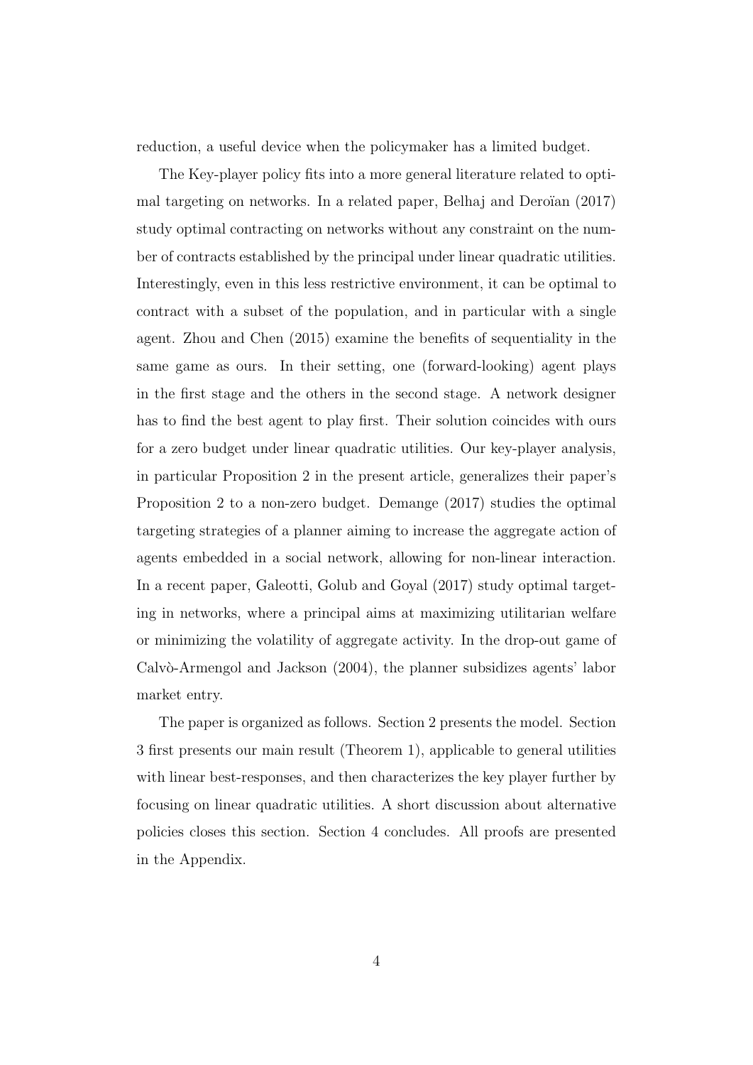reduction, a useful device when the policymaker has a limited budget.

The Key-player policy fits into a more general literature related to optimal targeting on networks. In a related paper, Belhaj and Deroïan (2017) study optimal contracting on networks without any constraint on the number of contracts established by the principal under linear quadratic utilities. Interestingly, even in this less restrictive environment, it can be optimal to contract with a subset of the population, and in particular with a single agent. Zhou and Chen (2015) examine the benefits of sequentiality in the same game as ours. In their setting, one (forward-looking) agent plays in the first stage and the others in the second stage. A network designer has to find the best agent to play first. Their solution coincides with ours for a zero budget under linear quadratic utilities. Our key-player analysis, in particular Proposition 2 in the present article, generalizes their paper's Proposition 2 to a non-zero budget. Demange (2017) studies the optimal targeting strategies of a planner aiming to increase the aggregate action of agents embedded in a social network, allowing for non-linear interaction. In a recent paper, Galeotti, Golub and Goyal (2017) study optimal targeting in networks, where a principal aims at maximizing utilitarian welfare or minimizing the volatility of aggregate activity. In the drop-out game of Calvò-Armengol and Jackson (2004), the planner subsidizes agents' labor market entry.

The paper is organized as follows. Section 2 presents the model. Section 3 first presents our main result (Theorem 1), applicable to general utilities with linear best-responses, and then characterizes the key player further by focusing on linear quadratic utilities. A short discussion about alternative policies closes this section. Section 4 concludes. All proofs are presented in the Appendix.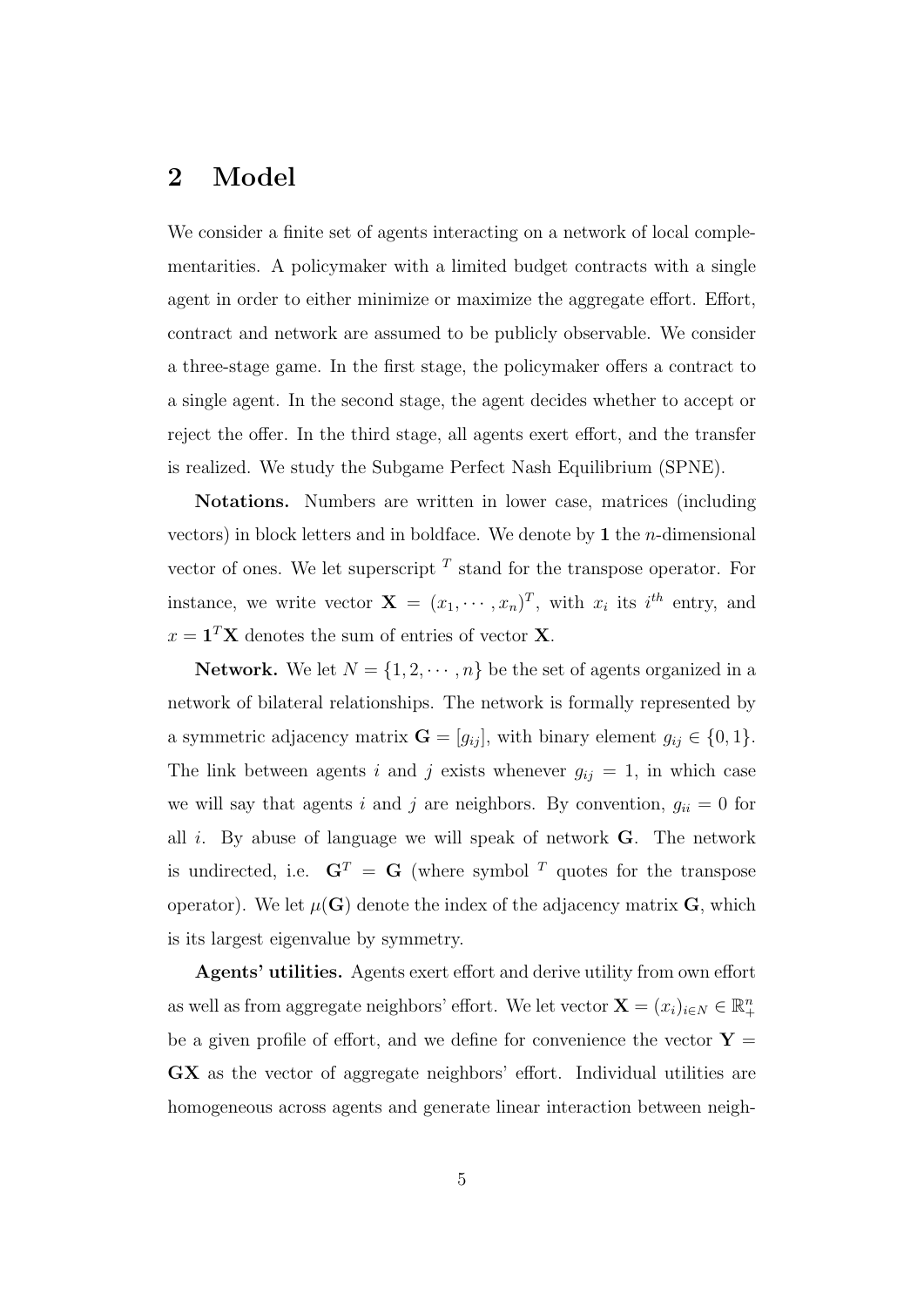## 2 Model

We consider a finite set of agents interacting on a network of local complementarities. A policymaker with a limited budget contracts with a single agent in order to either minimize or maximize the aggregate effort. Effort, contract and network are assumed to be publicly observable. We consider a three-stage game. In the first stage, the policymaker offers a contract to a single agent. In the second stage, the agent decides whether to accept or reject the offer. In the third stage, all agents exert effort, and the transfer is realized. We study the Subgame Perfect Nash Equilibrium (SPNE).

**Notations.** Numbers are written in lower case, matrices (including vectors) in block letters and in boldface. We denote by $\mathbf{1}$ the $n$-dimensional vector of ones. We let superscript $^T$ stand for the transpose operator. For instance, we write vector $\mathbf{X} = (x_1, \cdots, x_n)^T$, with $x_i$ its $i^{th}$ entry, and $x = \mathbf{1}^T\mathbf{X}$ denotes the sum of entries of vector $\mathbf{X}$.

**Network.** We let $N = \{1, 2, \cdots, n\}$ be the set of agents organized in a network of bilateral relationships. The network is formally represented by a symmetric adjacency matrix $\mathbf{G} = [g_{ij}]$, with binary element $g_{ij} \in \{0, 1\}$. The link between agents $i$ and $j$ exists whenever $g_{ij} = 1$, in which case we will say that agents $i$ and $j$ are neighbors. By convention, $g_{ii} = 0$ for all $i$. By abuse of language we will speak of network $\mathbf{G}$. The network is undirected, i.e. $\mathbf{G}^T = \mathbf{G}$ (where symbol $^T$ quotes for the transpose operator). We let $\mu(\mathbf{G})$ denote the index of the adjacency matrix $\mathbf{G}$, which is its largest eigenvalue by symmetry.

**Agents' utilities.** Agents exert effort and derive utility from own effort as well as from aggregate neighbors' effort. We let vector $\mathbf{X} = (x_i)_{i \in N} \in \mathbb{R}^n_+$ be a given profile of effort, and we define for convenience the vector $\mathbf{Y} = \mathbf{G}\mathbf{X}$ as the vector of aggregate neighbors' effort. Individual utilities are homogeneous across agents and generate linear interaction between neigh-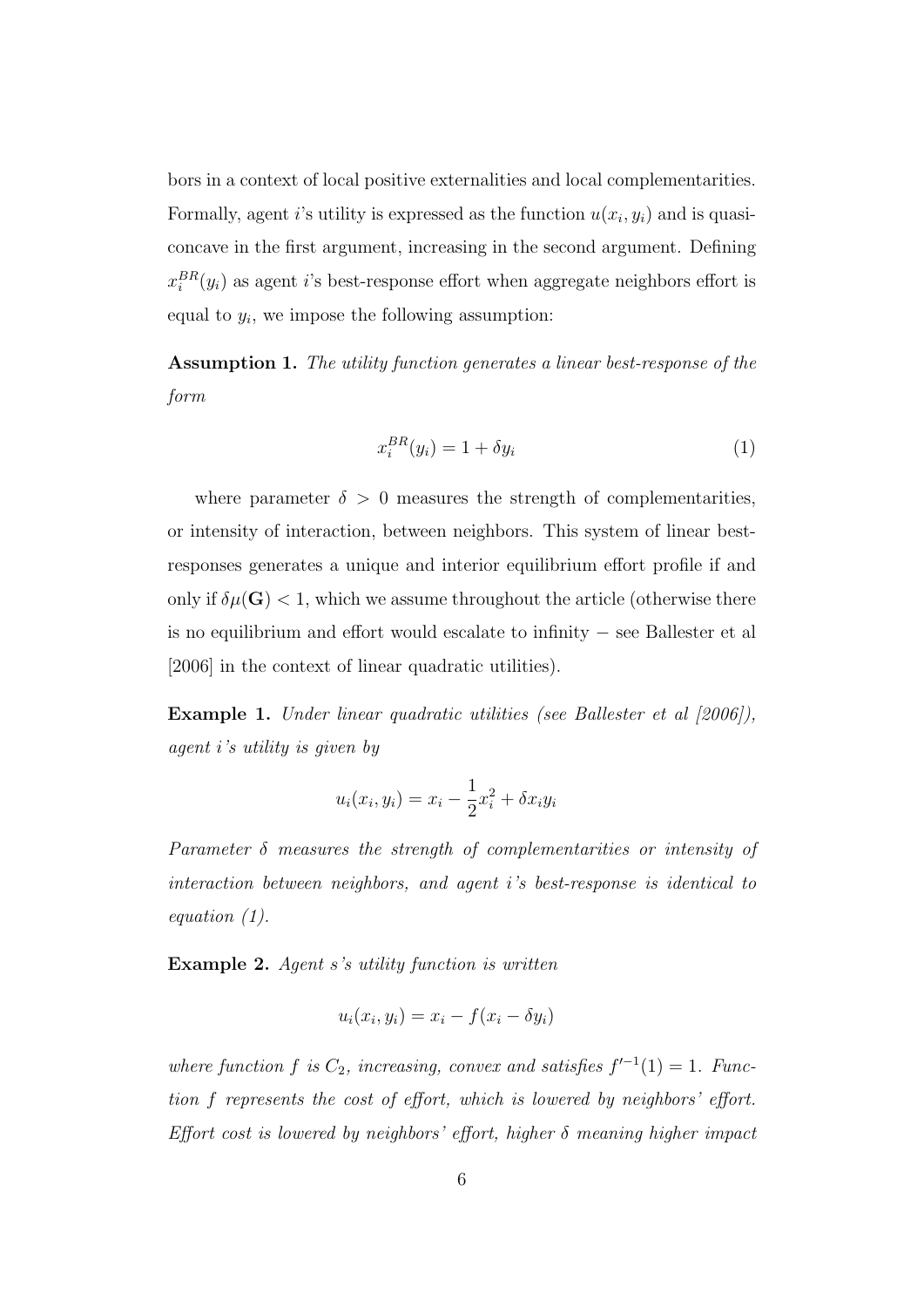bors in a context of local positive externalities and local complementarities. Formally, agent $i$'s utility is expressed as the function $u(x_i, y_i)$ and is quasi-concave in the first argument, increasing in the second argument. Defining $x_i^{BR}(y_i)$ as agent $i$'s best-response effort when aggregate neighbors effort is equal to $y_i$, we impose the following assumption:

**Assumption 1.** *The utility function generates a linear best-response of the form*

$$x_i^{BR}(y_i) = 1 + \delta y_i \tag{1}$$

where parameter $\delta > 0$ measures the strength of complementarities, or intensity of interaction, between neighbors. This system of linear best-responses generates a unique and interior equilibrium effort profile if and only if $\delta\mu(\mathbf{G}) < 1$, which we assume throughout the article (otherwise there is no equilibrium and effort would escalate to infinity − see Ballester et al [2006] in the context of linear quadratic utilities).

**Example 1.** *Under linear quadratic utilities (see Ballester et al [2006]), agent i's utility is given by*

$$u_i(x_i, y_i) = x_i - \frac{1}{2}x_i^2 + \delta x_i y_i$$

*Parameter $\delta$ measures the strength of complementarities or intensity of interaction between neighbors, and agent i's best-response is identical to equation (1).*

**Example 2.** *Agent s's utility function is written*

$$u_i(x_i, y_i) = x_i - f(x_i - \delta y_i)$$

*where function $f$ is $C_2$, increasing, convex and satisfies $f'^{-1}(1) = 1$. Function $f$ represents the cost of effort, which is lowered by neighbors' effort. Effort cost is lowered by neighbors' effort, higher $\delta$ meaning higher impact*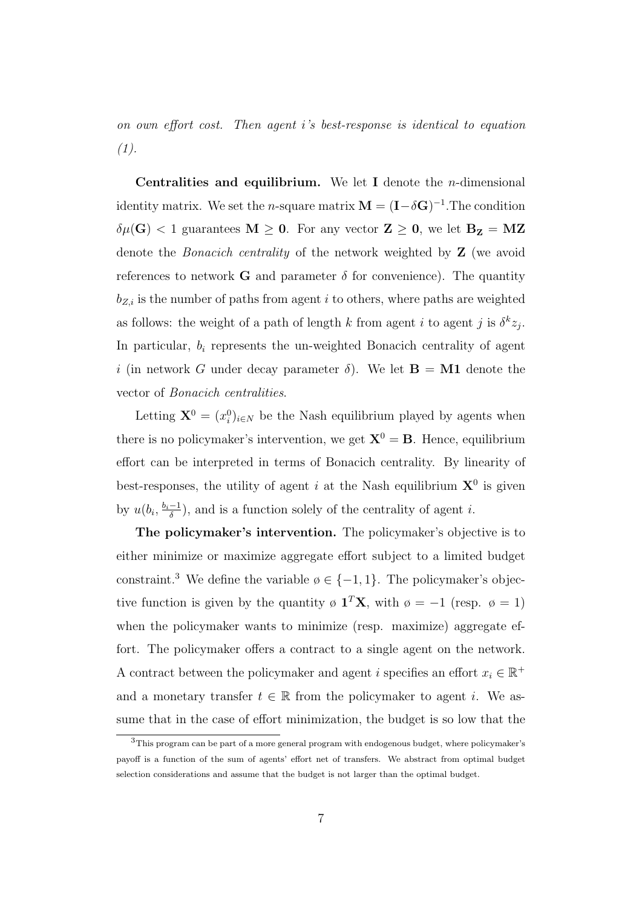*on own effort cost. Then agent i's best-response is identical to equation (1).*

**Centralities and equilibrium.** We let $\mathbf{I}$ denote the $n$-dimensional identity matrix. We set the $n$-square matrix $\mathbf{M} = (\mathbf{I} - \delta \mathbf{G})^{-1}$.The condition $\delta\mu(\mathbf{G}) < 1$ guarantees $\mathbf{M} \geq \mathbf{0}$. For any vector $\mathbf{Z} \geq \mathbf{0}$, we let $\mathbf{B_Z} = \mathbf{MZ}$ denote the *Bonacich centrality* of the network weighted by $\mathbf{Z}$ (we avoid references to network $\mathbf{G}$ and parameter $\delta$ for convenience). The quantity $b_{Z,i}$ is the number of paths from agent $i$ to others, where paths are weighted as follows: the weight of a path of length $k$ from agent $i$ to agent $j$ is $\delta^k z_j$. In particular, $b_i$ represents the un-weighted Bonacich centrality of agent $i$ (in network $G$ under decay parameter $\delta$). We let $\mathbf{B} = \mathbf{M1}$ denote the vector of *Bonacich centralities*.

Letting $\mathbf{X}^0 = (x_i^0)_{i \in N}$ be the Nash equilibrium played by agents when there is no policymaker's intervention, we get $\mathbf{X}^0 = \mathbf{B}$. Hence, equilibrium effort can be interpreted in terms of Bonacich centrality. By linearity of best-responses, the utility of agent $i$ at the Nash equilibrium $\mathbf{X}^0$ is given by $u(b_i, \frac{b_i - 1}{\delta})$, and is a function solely of the centrality of agent $i$.

**The policymaker's intervention.** The policymaker's objective is to either minimize or maximize aggregate effort subject to a limited budget constraint.[3] We define the variable $\o \in \{-1, 1\}$. The policymaker's objective function is given by the quantity $\o\ \mathbf{1}^T\mathbf{X}$, with $\o = -1$ (resp. $\o = 1$) when the policymaker wants to minimize (resp. maximize) aggregate effort. The policymaker offers a contract to a single agent on the network. A contract between the policymaker and agent $i$ specifies an effort $x_i \in \mathbb{R}^+$ and a monetary transfer $t \in \mathbb{R}$ from the policymaker to agent $i$. We assume that in the case of effort minimization, the budget is so low that the

[3] This program can be part of a more general program with endogenous budget, where policymaker's payoff is a function of the sum of agents' effort net of transfers. We abstract from optimal budget selection considerations and assume that the budget is not larger than the optimal budget.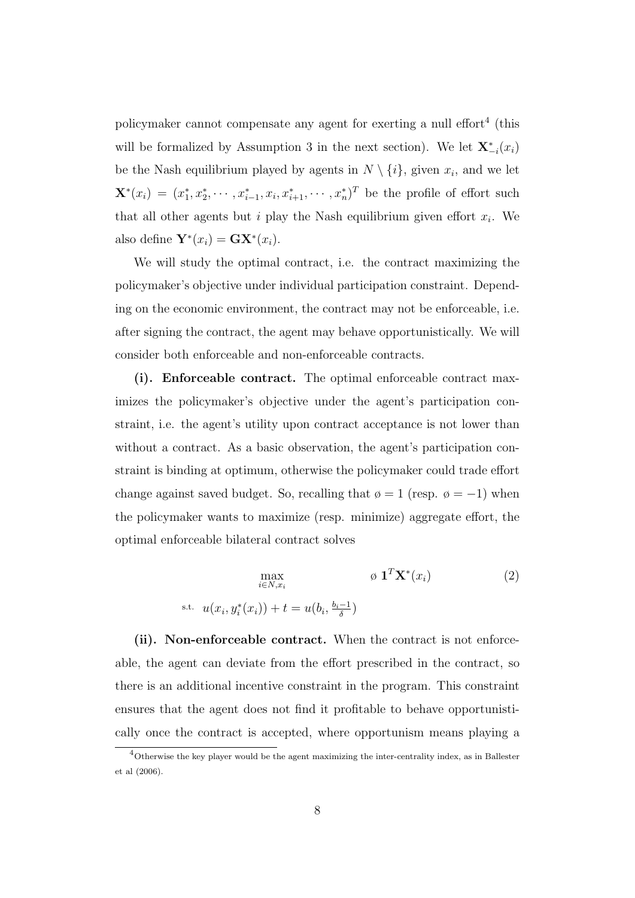policymaker cannot compensate any agent for exerting a null effort[4] (this will be formalized by Assumption 3 in the next section). We let $\mathbf{X}^*_{-i}(x_i)$ be the Nash equilibrium played by agents in $N \setminus \{i\}$, given $x_i$, and we let $\mathbf{X}^*(x_i) = (x_1^*, x_2^*, \cdots, x_{i-1}^*, x_i, x_{i+1}^*, \cdots, x_n^*)^T$ be the profile of effort such that all other agents but $i$ play the Nash equilibrium given effort $x_i$. We also define $\mathbf{Y}^*(x_i) = \mathbf{G}\mathbf{X}^*(x_i)$.

We will study the optimal contract, i.e. the contract maximizing the policymaker's objective under individual participation constraint. Depending on the economic environment, the contract may not be enforceable, i.e. after signing the contract, the agent may behave opportunistically. We will consider both enforceable and non-enforceable contracts.

**(i). Enforceable contract.** The optimal enforceable contract maximizes the policymaker's objective under the agent's participation constraint, i.e. the agent's utility upon contract acceptance is not lower than without a contract. As a basic observation, the agent's participation constraint is binding at optimum, otherwise the policymaker could trade effort change against saved budget. So, recalling that $\o = 1$ (resp. $\o = -1$) when the policymaker wants to maximize (resp. minimize) aggregate effort, the optimal enforceable bilateral contract solves

$$\max_{i \in N, x_i} \quad \o \; \mathbf{1}^T \mathbf{X}^*(x_i) \tag{2}$$

$$\text{s.t.} \quad u(x_i, y_i^*(x_i)) + t = u(b_i, \tfrac{b_i - 1}{\delta})$$

**(ii). Non-enforceable contract.** When the contract is not enforceable, the agent can deviate from the effort prescribed in the contract, so there is an additional incentive constraint in the program. This constraint ensures that the agent does not find it profitable to behave opportunistically once the contract is accepted, where opportunism means playing a

[4] Otherwise the key player would be the agent maximizing the inter-centrality index, as in Ballester et al (2006).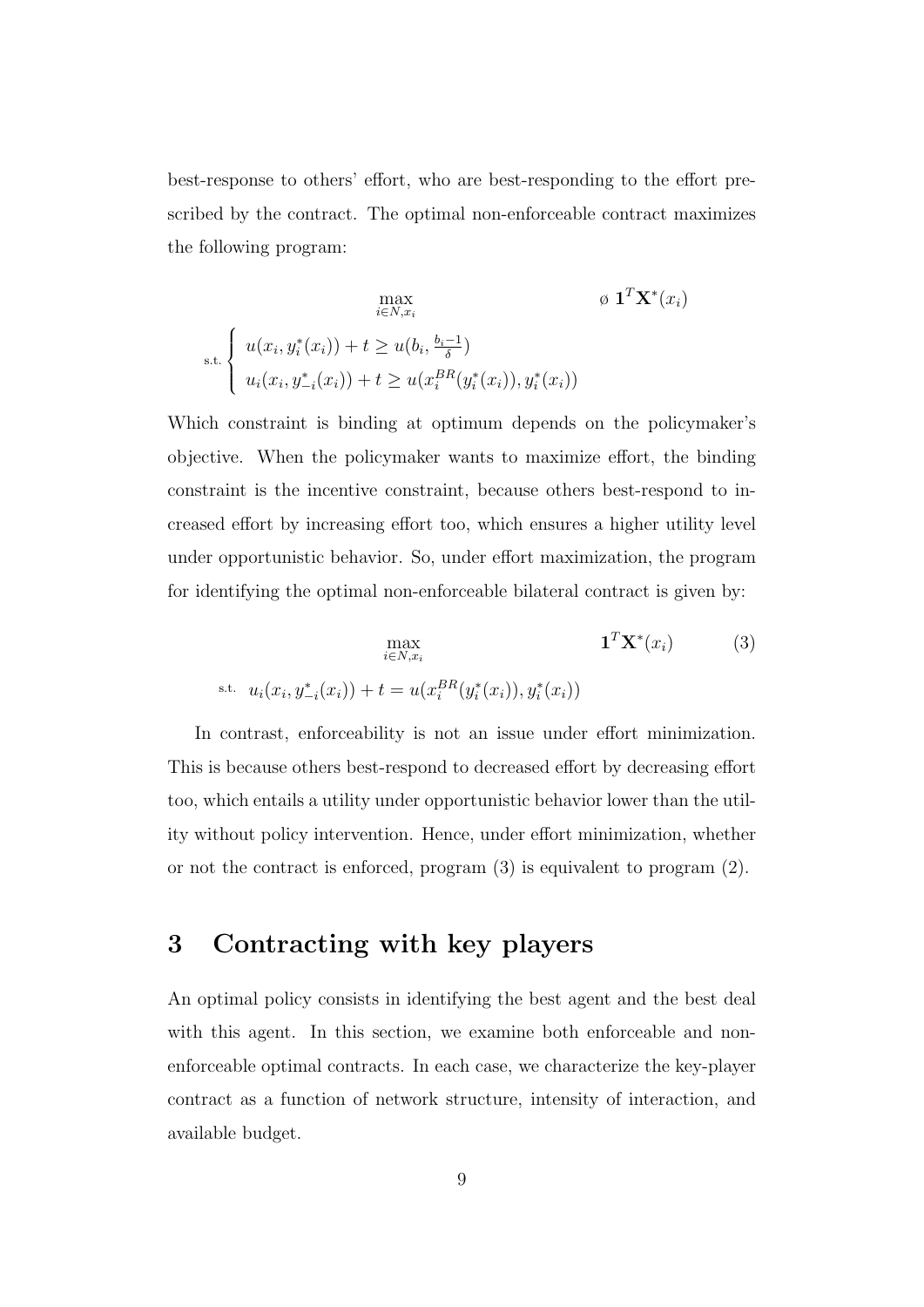best-response to others' effort, who are best-responding to the effort prescribed by the contract. The optimal non-enforceable contract maximizes the following program:

$$
\max_{i \in N, x_i} \qquad \emptyset \ \mathbf{1}^T \mathbf{X}^*(x_i)
$$

$$
\text{s.t.} \begin{cases} u(x_i, y_i^*(x_i)) + t \geq u(b_i, \frac{b_i - 1}{\delta}) \\ u_i(x_i, y_{-i}^*(x_i)) + t \geq u(x_i^{BR}(y_i^*(x_i)), y_i^*(x_i)) \end{cases}
$$

Which constraint is binding at optimum depends on the policymaker's objective. When the policymaker wants to maximize effort, the binding constraint is the incentive constraint, because others best-respond to increased effort by increasing effort too, which ensures a higher utility level under opportunistic behavior. So, under effort maximization, the program for identifying the optimal non-enforceable bilateral contract is given by:

$$
\max_{i \in N, x_i} \qquad \mathbf{1}^T \mathbf{X}^*(x_i) \tag{3}
$$

$$
\text{s.t.} \quad u_i(x_i, y_{-i}^*(x_i)) + t = u(x_i^{BR}(y_i^*(x_i)), y_i^*(x_i))
$$

In contrast, enforceability is not an issue under effort minimization. This is because others best-respond to decreased effort by decreasing effort too, which entails a utility under opportunistic behavior lower than the utility without policy intervention. Hence, under effort minimization, whether or not the contract is enforced, program (3) is equivalent to program (2).

# 3 Contracting with key players

An optimal policy consists in identifying the best agent and the best deal with this agent. In this section, we examine both enforceable and non-enforceable optimal contracts. In each case, we characterize the key-player contract as a function of network structure, intensity of interaction, and available budget.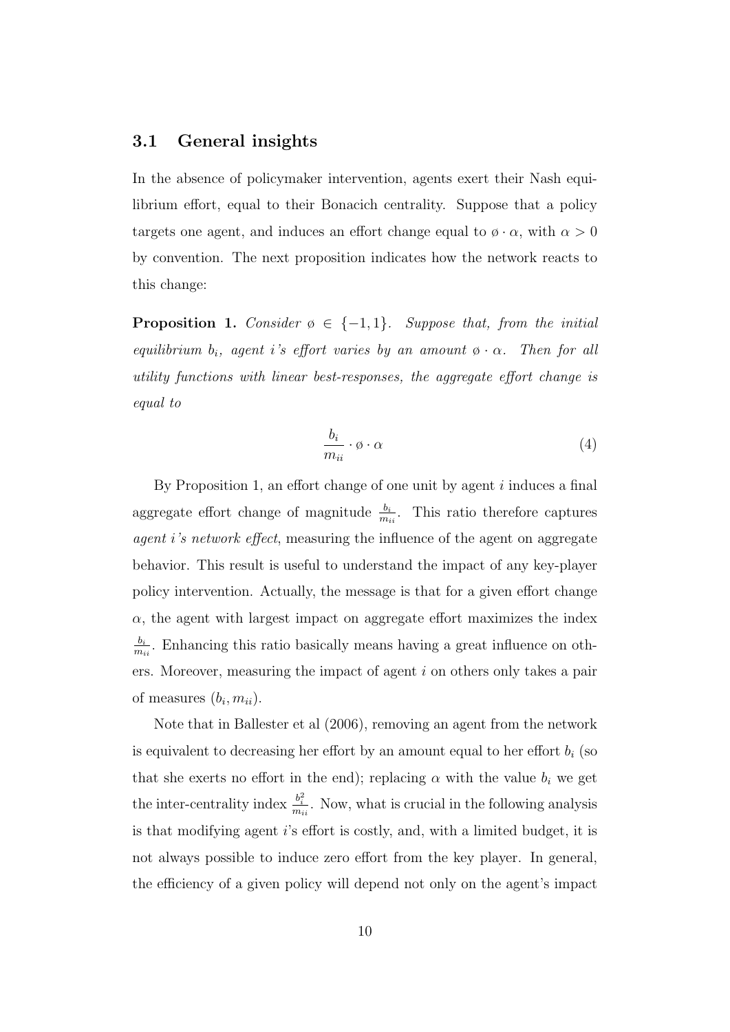### 3.1 General insights

In the absence of policymaker intervention, agents exert their Nash equilibrium effort, equal to their Bonacich centrality. Suppose that a policy targets one agent, and induces an effort change equal to $\emptyset \cdot \alpha$, with $\alpha > 0$ by convention. The next proposition indicates how the network reacts to this change:

**Proposition 1.** *Consider $\emptyset \in \{-1, 1\}$. Suppose that, from the initial equilibrium $b_i$, agent $i$'s effort varies by an amount $\emptyset \cdot \alpha$. Then for all utility functions with linear best-responses, the aggregate effort change is equal to*

$$\frac{b_i}{m_{ii}} \cdot \emptyset \cdot \alpha \tag{4}$$

By Proposition 1, an effort change of one unit by agent $i$ induces a final aggregate effort change of magnitude $\frac{b_i}{m_{ii}}$. This ratio therefore captures *agent $i$'s network effect*, measuring the influence of the agent on aggregate behavior. This result is useful to understand the impact of any key-player policy intervention. Actually, the message is that for a given effort change $\alpha$, the agent with largest impact on aggregate effort maximizes the index $\frac{b_i}{m_{ii}}$. Enhancing this ratio basically means having a great influence on others. Moreover, measuring the impact of agent $i$ on others only takes a pair of measures $(b_i, m_{ii})$.

Note that in Ballester et al (2006), removing an agent from the network is equivalent to decreasing her effort by an amount equal to her effort $b_i$ (so that she exerts no effort in the end); replacing $\alpha$ with the value $b_i$ we get the inter-centrality index $\frac{b_i^2}{m_{ii}}$. Now, what is crucial in the following analysis is that modifying agent $i$'s effort is costly, and, with a limited budget, it is not always possible to induce zero effort from the key player. In general, the efficiency of a given policy will depend not only on the agent's impact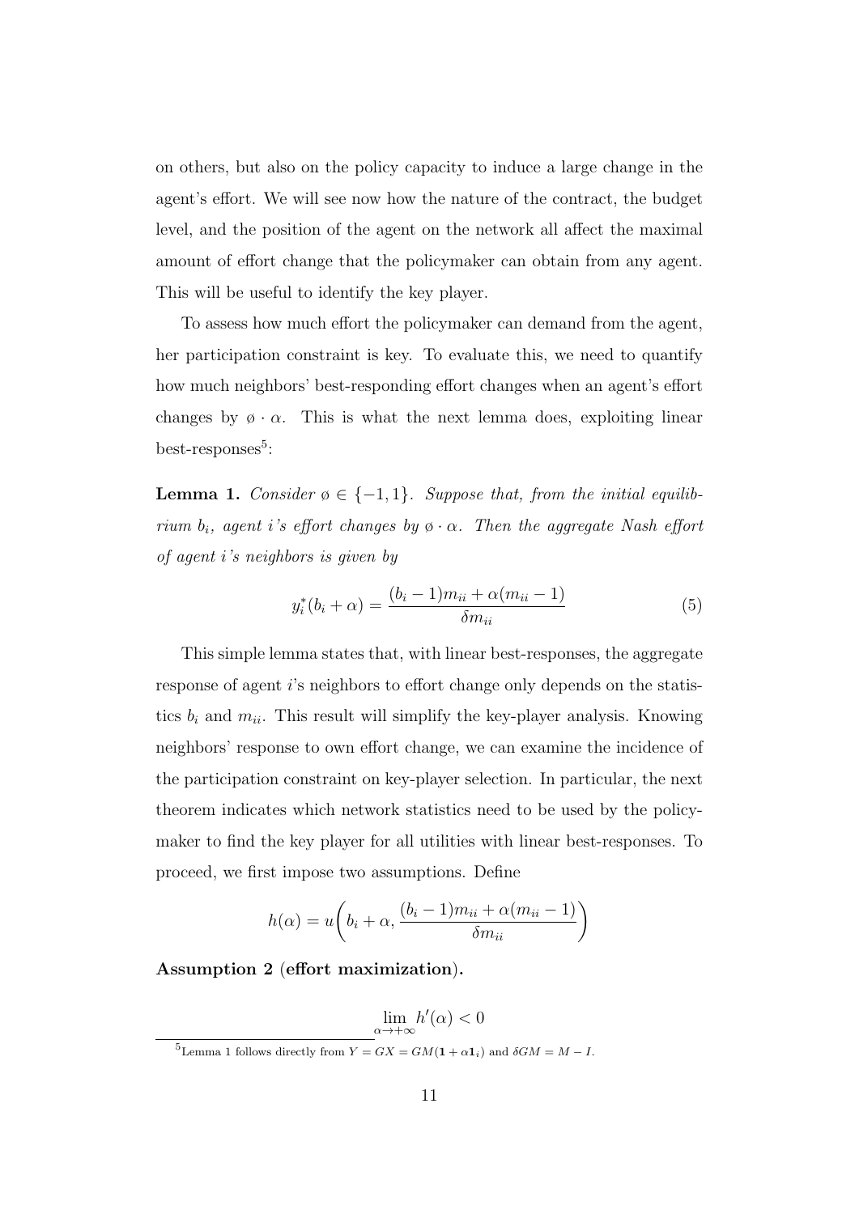on others, but also on the policy capacity to induce a large change in the agent's effort. We will see now how the nature of the contract, the budget level, and the position of the agent on the network all affect the maximal amount of effort change that the policymaker can obtain from any agent. This will be useful to identify the key player.

To assess how much effort the policymaker can demand from the agent, her participation constraint is key. To evaluate this, we need to quantify how much neighbors' best-responding effort changes when an agent's effort changes by $\o \cdot \alpha$. This is what the next lemma does, exploiting linear best-responses[5]:

**Lemma 1.** *Consider $\o \in \{-1, 1\}$. Suppose that, from the initial equilibrium $b_i$, agent $i$'s effort changes by $\o \cdot \alpha$. Then the aggregate Nash effort of agent $i$'s neighbors is given by*

$$y_i^*(b_i + \alpha) = \frac{(b_i - 1)m_{ii} + \alpha(m_{ii} - 1)}{\delta m_{ii}} \tag{5}$$

This simple lemma states that, with linear best-responses, the aggregate response of agent $i$'s neighbors to effort change only depends on the statistics $b_i$ and $m_{ii}$. This result will simplify the key-player analysis. Knowing neighbors' response to own effort change, we can examine the incidence of the participation constraint on key-player selection. In particular, the next theorem indicates which network statistics need to be used by the policymaker to find the key player for all utilities with linear best-responses. To proceed, we first impose two assumptions. Define

$$h(\alpha) = u\left(b_i + \alpha, \frac{(b_i - 1)m_{ii} + \alpha(m_{ii} - 1)}{\delta m_{ii}}\right)$$

**Assumption 2 (effort maximization).**

$$\lim_{\alpha \to +\infty} h'(\alpha) < 0$$

[5] Lemma 1 follows directly from $Y = GX = GM(\mathbf{1} + \alpha \mathbf{1}_i)$ and $\delta GM = M - I$.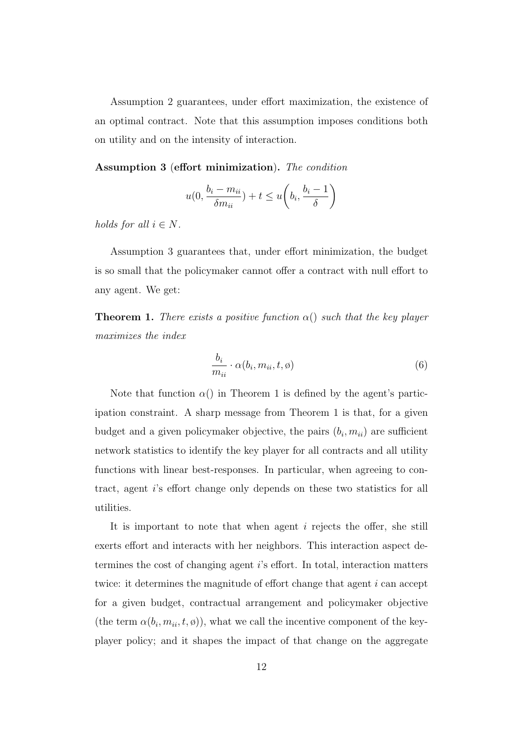Assumption 2 guarantees, under effort maximization, the existence of an optimal contract. Note that this assumption imposes conditions both on utility and on the intensity of interaction.

**Assumption 3 (effort minimization).** *The condition*

$$u(0, \frac{b_i - m_{ii}}{\delta m_{ii}}) + t \leq u\bigg(b_i, \frac{b_i - 1}{\delta}\bigg)$$

*holds for all $i \in N$.*

Assumption 3 guarantees that, under effort minimization, the budget is so small that the policymaker cannot offer a contract with null effort to any agent. We get:

**Theorem 1.** *There exists a positive function $\alpha()$ such that the key player maximizes the index*

$$\frac{b_i}{m_{ii}} \cdot \alpha(b_i, m_{ii}, t, \o) \tag{6}$$

Note that function $\alpha()$ in Theorem 1 is defined by the agent's participation constraint. A sharp message from Theorem 1 is that, for a given budget and a given policymaker objective, the pairs $(b_i, m_{ii})$ are sufficient network statistics to identify the key player for all contracts and all utility functions with linear best-responses. In particular, when agreeing to contract, agent $i$'s effort change only depends on these two statistics for all utilities.

It is important to note that when agent $i$ rejects the offer, she still exerts effort and interacts with her neighbors. This interaction aspect determines the cost of changing agent $i$'s effort. In total, interaction matters twice: it determines the magnitude of effort change that agent $i$ can accept for a given budget, contractual arrangement and policymaker objective (the term $\alpha(b_i, m_{ii}, t, \o)$), what we call the incentive component of the key-player policy; and it shapes the impact of that change on the aggregate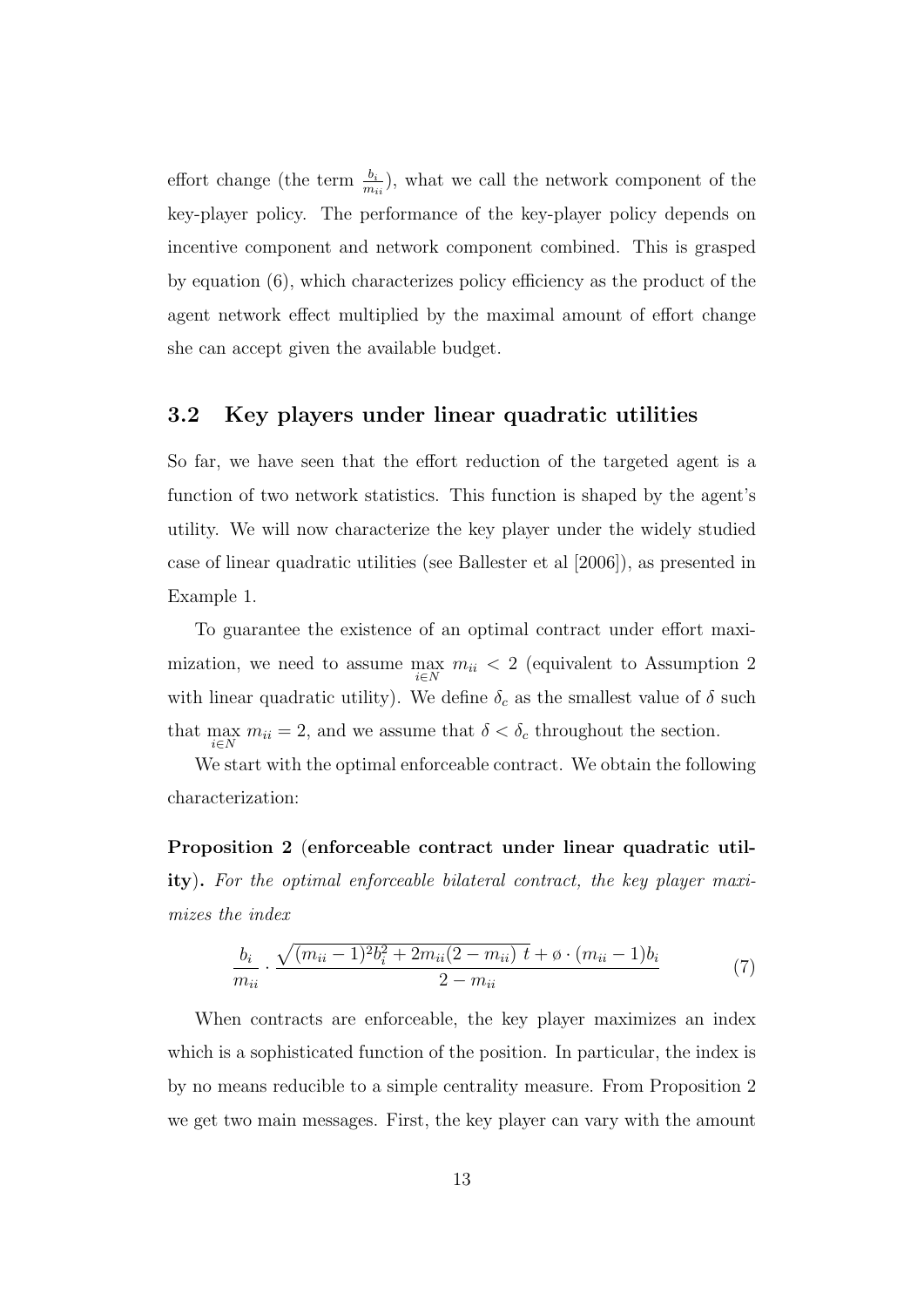effort change (the term $\frac{b_i}{m_{ii}}$), what we call the network component of the key-player policy. The performance of the key-player policy depends on incentive component and network component combined. This is grasped by equation (6), which characterizes policy efficiency as the product of the agent network effect multiplied by the maximal amount of effort change she can accept given the available budget.

## 3.2 Key players under linear quadratic utilities

So far, we have seen that the effort reduction of the targeted agent is a function of two network statistics. This function is shaped by the agent's utility. We will now characterize the key player under the widely studied case of linear quadratic utilities (see Ballester et al [2006]), as presented in Example 1.

To guarantee the existence of an optimal contract under effort maximization, we need to assume $\max_{i \in N} m_{ii} < 2$ (equivalent to Assumption 2 with linear quadratic utility). We define $\delta_c$ as the smallest value of $\delta$ such that $\max_{i \in N} m_{ii} = 2$, and we assume that $\delta < \delta_c$ throughout the section.

We start with the optimal enforceable contract. We obtain the following characterization:

**Proposition 2** (**enforceable contract under linear quadratic utility**). *For the optimal enforceable bilateral contract, the key player maximizes the index*

$$\frac{b_i}{m_{ii}} \cdot \frac{\sqrt{(m_{ii}-1)^2 b_i^2 + 2m_{ii}(2-m_{ii})\ t} + ø \cdot (m_{ii}-1)b_i}{2-m_{ii}} \tag{7}$$

When contracts are enforceable, the key player maximizes an index which is a sophisticated function of the position. In particular, the index is by no means reducible to a simple centrality measure. From Proposition 2 we get two main messages. First, the key player can vary with the amount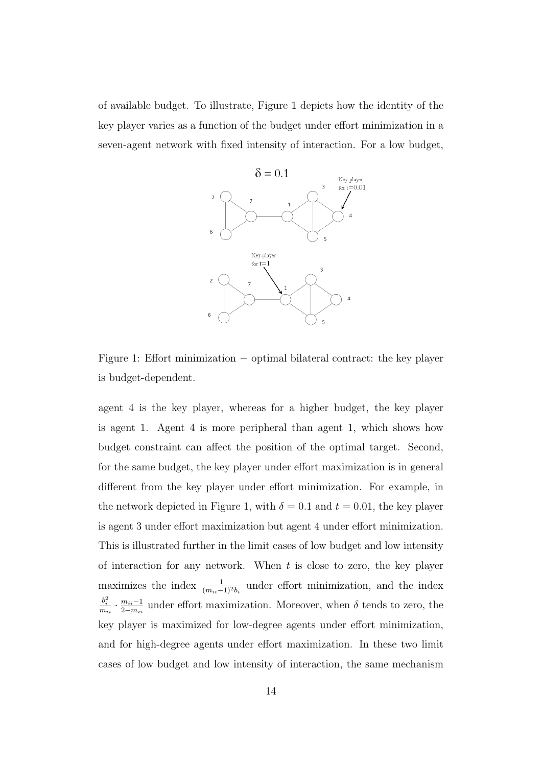of available budget. To illustrate, Figure 1 depicts how the identity of the key player varies as a function of the budget under effort minimization in a seven-agent network with fixed intensity of interaction. For a low budget,

Figure 1: Effort minimization − optimal bilateral contract: the key player is budget-dependent.

agent 4 is the key player, whereas for a higher budget, the key player is agent 1. Agent 4 is more peripheral than agent 1, which shows how budget constraint can affect the position of the optimal target. Second, for the same budget, the key player under effort maximization is in general different from the key player under effort minimization. For example, in the network depicted in Figure 1, with $\delta = 0.1$ and $t = 0.01$, the key player is agent 3 under effort maximization but agent 4 under effort minimization. This is illustrated further in the limit cases of low budget and low intensity of interaction for any network. When $t$ is close to zero, the key player maximizes the index $\frac{1}{(m_{ii}-1)^2 b_i}$ under effort minimization, and the index $\frac{b_i^2}{m_{ii}} \cdot \frac{m_{ii}-1}{2-m_{ii}}$ under effort maximization. Moreover, when $\delta$ tends to zero, the key player is maximized for low-degree agents under effort minimization, and for high-degree agents under effort maximization. In these two limit cases of low budget and low intensity of interaction, the same mechanism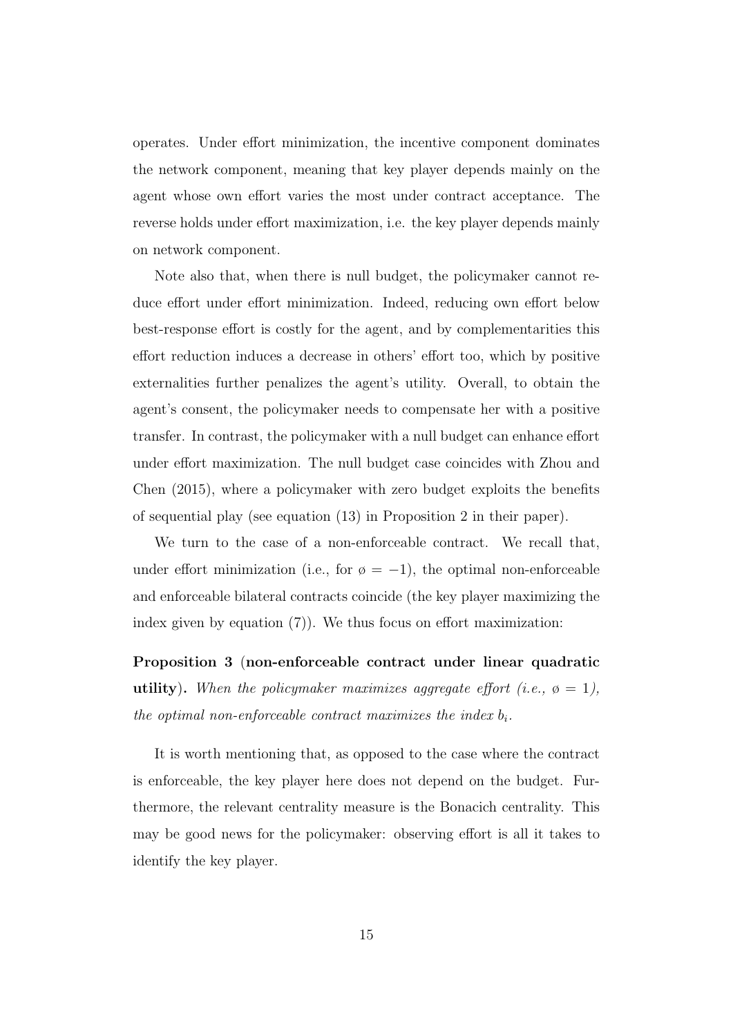operates. Under effort minimization, the incentive component dominates the network component, meaning that key player depends mainly on the agent whose own effort varies the most under contract acceptance. The reverse holds under effort maximization, i.e. the key player depends mainly on network component.

Note also that, when there is null budget, the policymaker cannot reduce effort under effort minimization. Indeed, reducing own effort below best-response effort is costly for the agent, and by complementarities this effort reduction induces a decrease in others' effort too, which by positive externalities further penalizes the agent's utility. Overall, to obtain the agent's consent, the policymaker needs to compensate her with a positive transfer. In contrast, the policymaker with a null budget can enhance effort under effort maximization. The null budget case coincides with Zhou and Chen (2015), where a policymaker with zero budget exploits the benefits of sequential play (see equation (13) in Proposition 2 in their paper).

We turn to the case of a non-enforceable contract. We recall that, under effort minimization (i.e., for $\o = -1$), the optimal non-enforceable and enforceable bilateral contracts coincide (the key player maximizing the index given by equation (7)). We thus focus on effort maximization:

**Proposition 3** (**non-enforceable contract under linear quadratic utility**). *When the policymaker maximizes aggregate effort (i.e., $\o = 1$), the optimal non-enforceable contract maximizes the index $b_i$.*

It is worth mentioning that, as opposed to the case where the contract is enforceable, the key player here does not depend on the budget. Furthermore, the relevant centrality measure is the Bonacich centrality. This may be good news for the policymaker: observing effort is all it takes to identify the key player.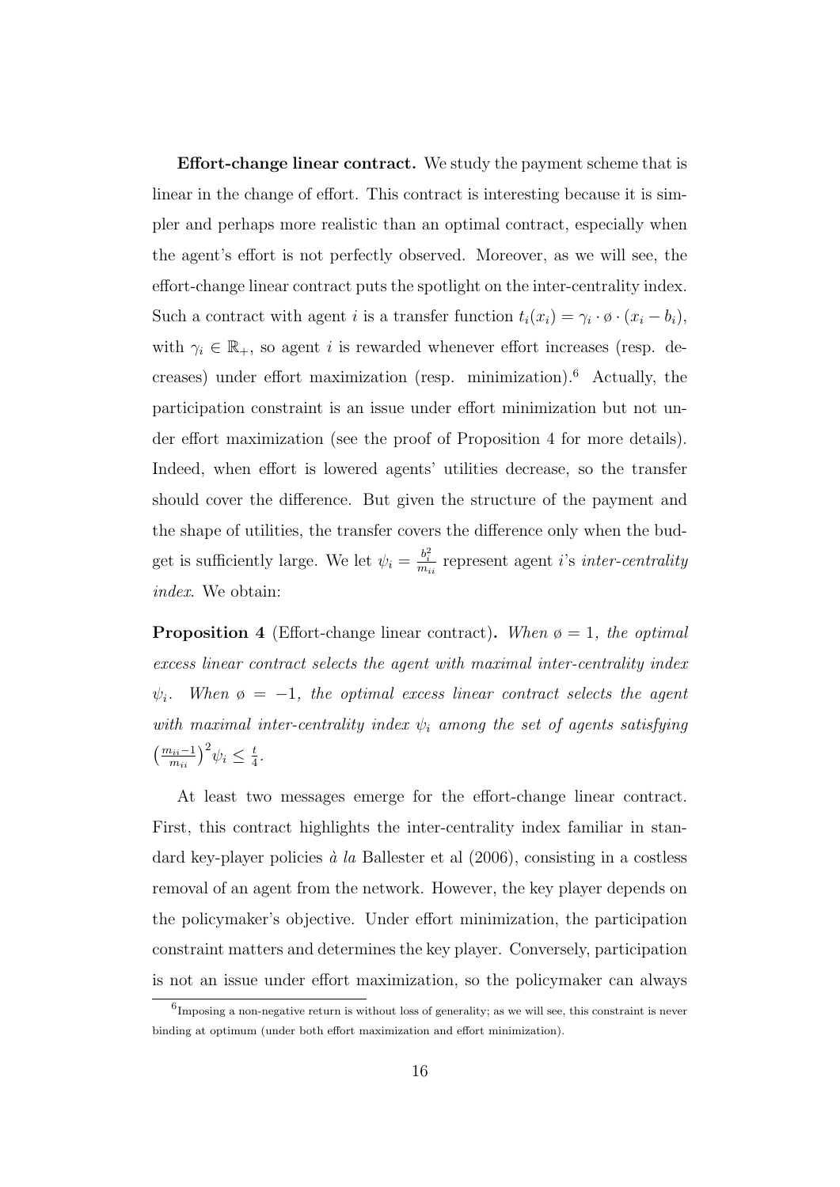**Effort-change linear contract.** We study the payment scheme that is linear in the change of effort. This contract is interesting because it is simpler and perhaps more realistic than an optimal contract, especially when the agent's effort is not perfectly observed. Moreover, as we will see, the effort-change linear contract puts the spotlight on the inter-centrality index. Such a contract with agent $i$ is a transfer function $t_i(x_i) = \gamma_i \cdot \o \cdot (x_i - b_i)$, with $\gamma_i \in \mathbb{R}_+$, so agent $i$ is rewarded whenever effort increases (resp. decreases) under effort maximization (resp. minimization).[6] Actually, the participation constraint is an issue under effort minimization but not under effort maximization (see the proof of Proposition 4 for more details). Indeed, when effort is lowered agents' utilities decrease, so the transfer should cover the difference. But given the structure of the payment and the shape of utilities, the transfer covers the difference only when the budget is sufficiently large. We let $\psi_i = \frac{b_i^2}{m_{ii}}$ represent agent $i$'s *inter-centrality index*. We obtain:

**Proposition 4** (Effort-change linear contract)**.** *When $\o = 1$, the optimal excess linear contract selects the agent with maximal inter-centrality index $\psi_i$. When $\o = -1$, the optimal excess linear contract selects the agent with maximal inter-centrality index $\psi_i$ among the set of agents satisfying $\left(\frac{m_{ii}-1}{m_{ii}}\right)^2 \psi_i \leq \frac{t}{4}$.*

At least two messages emerge for the effort-change linear contract. First, this contract highlights the inter-centrality index familiar in standard key-player policies *à la* Ballester et al (2006), consisting in a costless removal of an agent from the network. However, the key player depends on the policymaker's objective. Under effort minimization, the participation constraint matters and determines the key player. Conversely, participation is not an issue under effort maximization, so the policymaker can always

[6] Imposing a non-negative return is without loss of generality; as we will see, this constraint is never binding at optimum (under both effort maximization and effort minimization).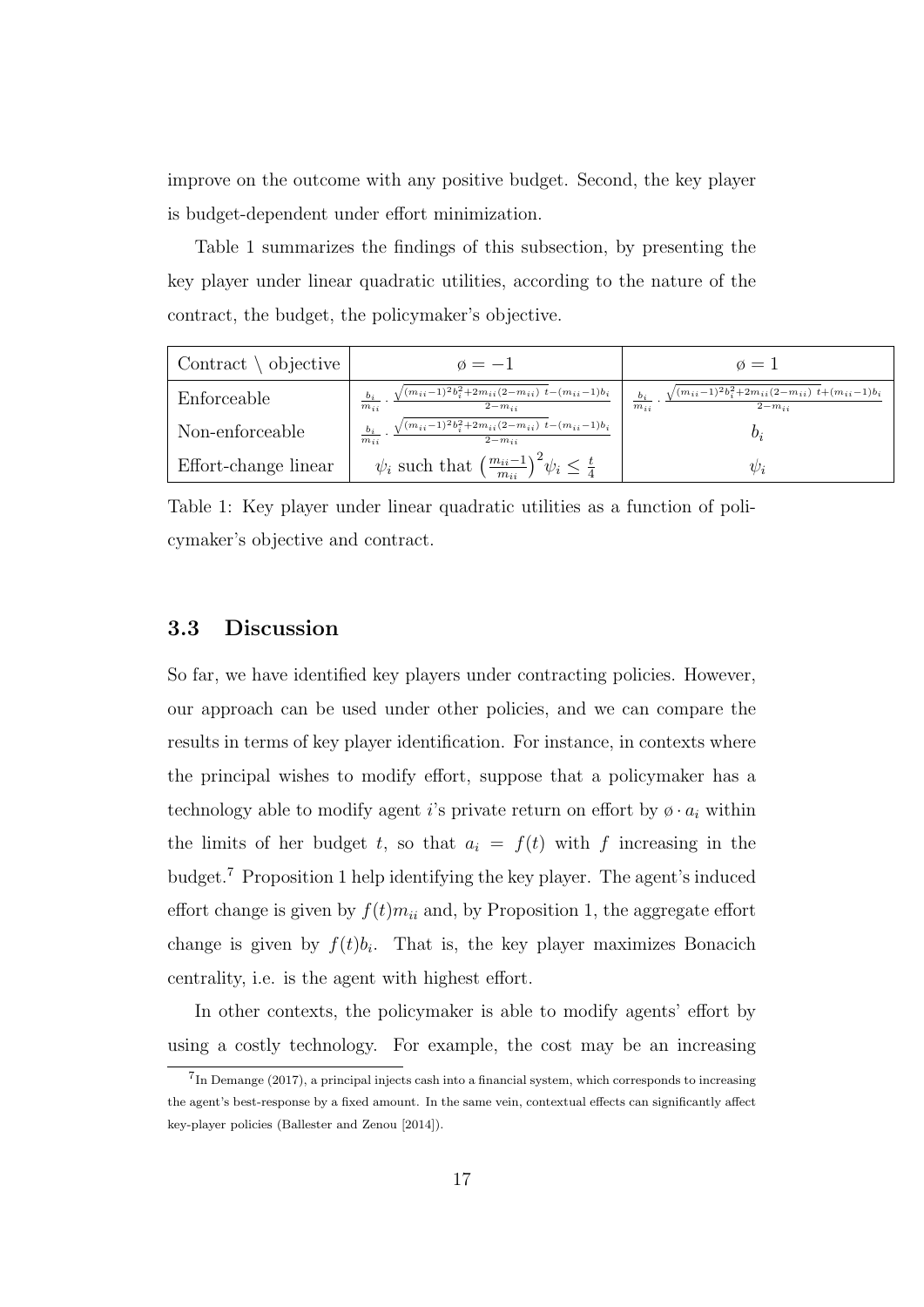improve on the outcome with any positive budget. Second, the key player is budget-dependent under effort minimization.

Table 1 summarizes the findings of this subsection, by presenting the key player under linear quadratic utilities, according to the nature of the contract, the budget, the policymaker's objective.

| Contract \ objective | $ø = -1$ | $ø = 1$ |
|---|---|---|
| Enforceable | $\frac{b_i}{m_{ii}} \cdot \frac{\sqrt{(m_{ii}-1)^2 b_i^2 + 2m_{ii}(2-m_{ii})\ t} - (m_{ii}-1)b_i}{2-m_{ii}}$ | $\frac{b_i}{m_{ii}} \cdot \frac{\sqrt{(m_{ii}-1)^2 b_i^2 + 2m_{ii}(2-m_{ii})\ t} + (m_{ii}-1)b_i}{2-m_{ii}}$ |
| Non-enforceable | $\frac{b_i}{m_{ii}} \cdot \frac{\sqrt{(m_{ii}-1)^2 b_i^2 + 2m_{ii}(2-m_{ii})\ t} - (m_{ii}-1)b_i}{2-m_{ii}}$ | $b_i$ |
| Effort-change linear | $\psi_i$ such that $\left(\frac{m_{ii}-1}{m_{ii}}\right)^2 \psi_i \leq \frac{t}{4}$ | $\psi_i$ |

Table 1: Key player under linear quadratic utilities as a function of policymaker's objective and contract.

### 3.3 Discussion

So far, we have identified key players under contracting policies. However, our approach can be used under other policies, and we can compare the results in terms of key player identification. For instance, in contexts where the principal wishes to modify effort, suppose that a policymaker has a technology able to modify agent $i$'s private return on effort by $ø \cdot a_i$ within the limits of her budget $t$, so that $a_i = f(t)$ with $f$ increasing in the budget.[7] Proposition 1 help identifying the key player. The agent's induced effort change is given by $f(t)m_{ii}$ and, by Proposition 1, the aggregate effort change is given by $f(t)b_i$. That is, the key player maximizes Bonacich centrality, i.e. is the agent with highest effort.

In other contexts, the policymaker is able to modify agents' effort by using a costly technology. For example, the cost may be an increasing

[7] In Demange (2017), a principal injects cash into a financial system, which corresponds to increasing the agent's best-response by a fixed amount. In the same vein, contextual effects can significantly affect key-player policies (Ballester and Zenou [2014]).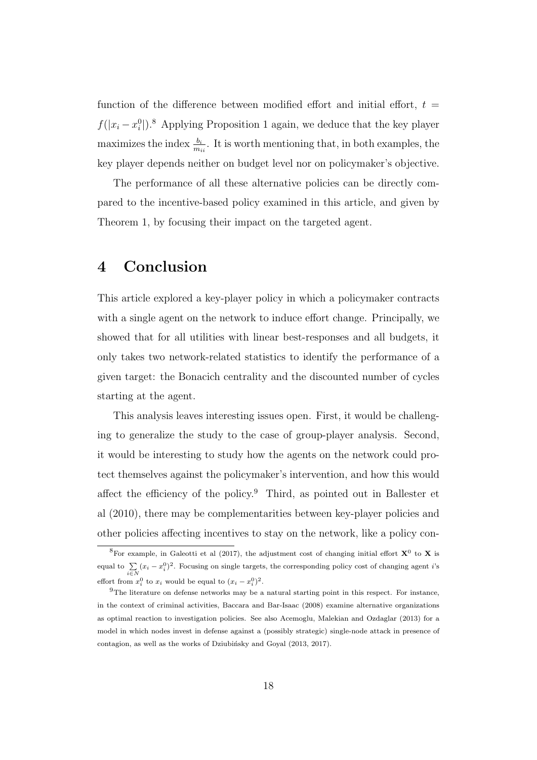function of the difference between modified effort and initial effort, $t = f(|x_i - x_i^0|)$.[8] Applying Proposition 1 again, we deduce that the key player maximizes the index $\frac{b_i}{m_{ii}}$. It is worth mentioning that, in both examples, the key player depends neither on budget level nor on policymaker's objective.

The performance of all these alternative policies can be directly compared to the incentive-based policy examined in this article, and given by Theorem 1, by focusing their impact on the targeted agent.

# 4 Conclusion

This article explored a key-player policy in which a policymaker contracts with a single agent on the network to induce effort change. Principally, we showed that for all utilities with linear best-responses and all budgets, it only takes two network-related statistics to identify the performance of a given target: the Bonacich centrality and the discounted number of cycles starting at the agent.

This analysis leaves interesting issues open. First, it would be challenging to generalize the study to the case of group-player analysis. Second, it would be interesting to study how the agents on the network could protect themselves against the policymaker's intervention, and how this would affect the efficiency of the policy.[9] Third, as pointed out in Ballester et al (2010), there may be complementarities between key-player policies and other policies affecting incentives to stay on the network, like a policy con-

---

[8] For example, in Galeotti et al (2017), the adjustment cost of changing initial effort $\mathbf{X}^0$ to $\mathbf{X}$ is equal to $\sum_{i \in N} (x_i - x_i^0)^2$. Focusing on single targets, the corresponding policy cost of changing agent $i$'s effort from $x_i^0$ to $x_i$ would be equal to $(x_i - x_i^0)^2$.

[9] The literature on defense networks may be a natural starting point in this respect. For instance, in the context of criminal activities, Baccara and Bar-Isaac (2008) examine alternative organizations as optimal reaction to investigation policies. See also Acemoglu, Malekian and Ozdaglar (2013) for a model in which nodes invest in defense against a (possibly strategic) single-node attack in presence of contagion, as well as the works of Dziubiński and Goyal (2013, 2017).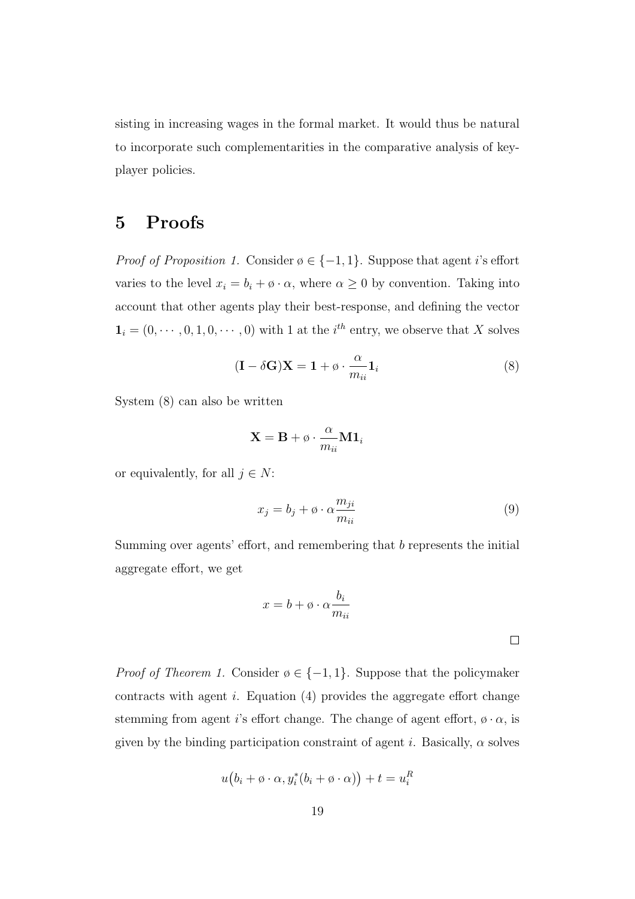sisting in increasing wages in the formal market. It would thus be natural to incorporate such complementarities in the comparative analysis of key-player policies.

# 5 Proofs

*Proof of Proposition 1.* Consider $\o \in \{-1, 1\}$. Suppose that agent $i$'s effort varies to the level $x_i = b_i + \o \cdot \alpha$, where $\alpha \geq 0$ by convention. Taking into account that other agents play their best-response, and defining the vector $\mathbf{1}_i = (0, \cdots, 0, 1, 0, \cdots, 0)$ with 1 at the $i^{th}$ entry, we observe that $X$ solves

$$(\mathbf{I} - \delta \mathbf{G})\mathbf{X} = \mathbf{1} + \o \cdot \frac{\alpha}{m_{ii}} \mathbf{1}_i \tag{8}$$

System (8) can also be written

$$\mathbf{X} = \mathbf{B} + \o \cdot \frac{\alpha}{m_{ii}} \mathbf{M} \mathbf{1}_i$$

or equivalently, for all $j \in N$:

$$x_j = b_j + \o \cdot \alpha \frac{m_{ji}}{m_{ii}} \tag{9}$$

Summing over agents' effort, and remembering that $b$ represents the initial aggregate effort, we get

$$x = b + \o \cdot \alpha \frac{b_i}{m_{ii}}$$

□

*Proof of Theorem 1.* Consider $\o \in \{-1, 1\}$. Suppose that the policymaker contracts with agent $i$. Equation (4) provides the aggregate effort change stemming from agent $i$'s effort change. The change of agent effort, $\o \cdot \alpha$, is given by the binding participation constraint of agent $i$. Basically, $\alpha$ solves

$$u\big(b_i + \o \cdot \alpha, y_i^*(b_i + \o \cdot \alpha)\big) + t = u_i^R$$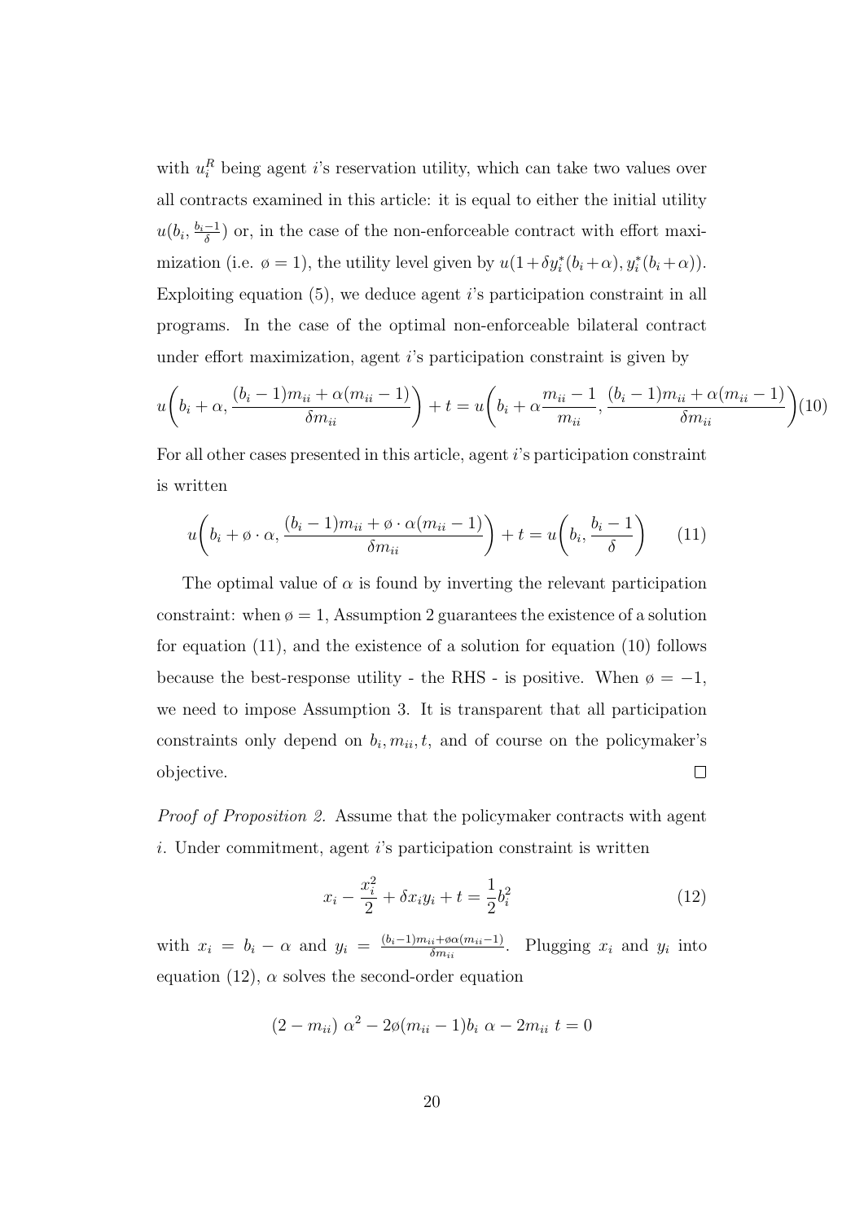with $u_i^R$ being agent $i$'s reservation utility, which can take two values over all contracts examined in this article: it is equal to either the initial utility $u(b_i, \frac{b_i-1}{\delta})$ or, in the case of the non-enforceable contract with effort maximization (i.e. $\o = 1$), the utility level given by $u(1+\delta y_i^*(b_i+\alpha), y_i^*(b_i+\alpha))$. Exploiting equation (5), we deduce agent $i$'s participation constraint in all programs. In the case of the optimal non-enforceable bilateral contract under effort maximization, agent $i$'s participation constraint is given by

$$u\left(b_i+\alpha, \frac{(b_i-1)m_{ii}+\alpha(m_{ii}-1)}{\delta m_{ii}}\right)+t = u\left(b_i+\alpha\frac{m_{ii}-1}{m_{ii}}, \frac{(b_i-1)m_{ii}+\alpha(m_{ii}-1)}{\delta m_{ii}}\right) \tag{10}$$

For all other cases presented in this article, agent $i$'s participation constraint is written

$$u\left(b_i+\o\cdot\alpha, \frac{(b_i-1)m_{ii}+\o\cdot\alpha(m_{ii}-1)}{\delta m_{ii}}\right)+t = u\left(b_i, \frac{b_i-1}{\delta}\right) \tag{11}$$

The optimal value of $\alpha$ is found by inverting the relevant participation constraint: when $\o = 1$, Assumption 2 guarantees the existence of a solution for equation (11), and the existence of a solution for equation (10) follows because the best-response utility - the RHS - is positive. When $\o = -1$, we need to impose Assumption 3. It is transparent that all participation constraints only depend on $b_i, m_{ii}, t$, and of course on the policymaker's objective. □

*Proof of Proposition 2.* Assume that the policymaker contracts with agent $i$. Under commitment, agent $i$'s participation constraint is written

$$x_i - \frac{x_i^2}{2} + \delta x_i y_i + t = \frac{1}{2}b_i^2 \tag{12}$$

with $x_i = b_i - \alpha$ and $y_i = \frac{(b_i-1)m_{ii}+\o\alpha(m_{ii}-1)}{\delta m_{ii}}$. Plugging $x_i$ and $y_i$ into equation (12), $\alpha$ solves the second-order equation

$$(2-m_{ii})\ \alpha^2 - 2\o(m_{ii}-1)b_i\ \alpha - 2m_{ii}\ t = 0$$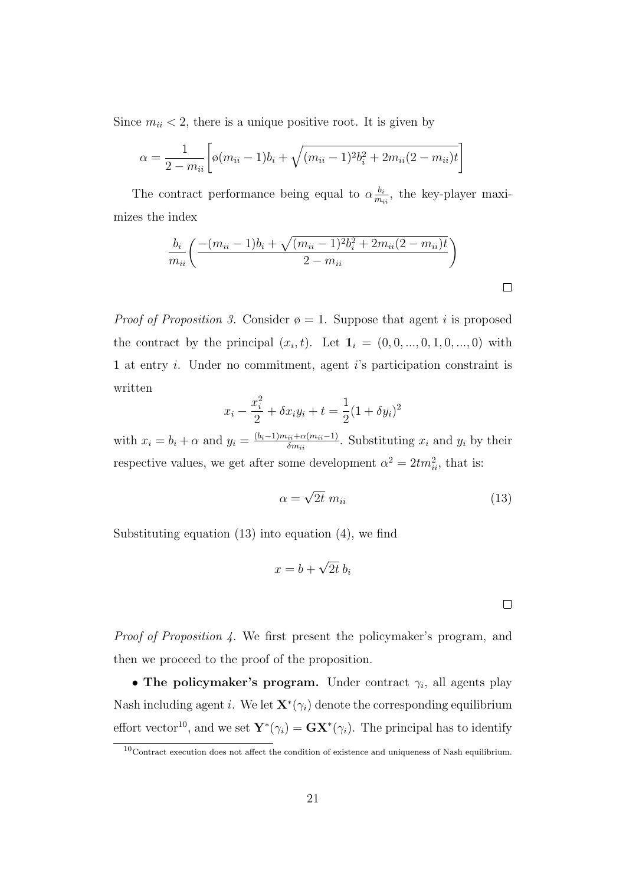Since $m_{ii} < 2$, there is a unique positive root. It is given by

$$\alpha = \frac{1}{2 - m_{ii}} \left[ \o(m_{ii} - 1)b_i + \sqrt{(m_{ii} - 1)^2 b_i^2 + 2m_{ii}(2 - m_{ii})t} \right]$$

The contract performance being equal to $\alpha \frac{b_i}{m_{ii}}$, the key-player maximizes the index

$$\frac{b_i}{m_{ii}} \left( \frac{-(m_{ii} - 1)b_i + \sqrt{(m_{ii} - 1)^2 b_i^2 + 2m_{ii}(2 - m_{ii})t}}{2 - m_{ii}} \right)$$

□

*Proof of Proposition 3.* Consider $\o = 1$. Suppose that agent $i$ is proposed the contract by the principal $(x_i, t)$. Let $\mathbf{1}_i = (0, 0, ..., 0, 1, 0, ..., 0)$ with 1 at entry $i$. Under no commitment, agent $i$'s participation constraint is written

$$x_i - \frac{x_i^2}{2} + \delta x_i y_i + t = \frac{1}{2}(1 + \delta y_i)^2$$

with $x_i = b_i + \alpha$ and $y_i = \frac{(b_i - 1)m_{ii} + \alpha(m_{ii} - 1)}{\delta m_{ii}}$. Substituting $x_i$ and $y_i$ by their respective values, we get after some development $\alpha^2 = 2tm_{ii}^2$, that is:

$$\alpha = \sqrt{2t}\ m_{ii} \tag{13}$$

Substituting equation (13) into equation (4), we find

$$x = b + \sqrt{2t}\, b_i$$

□

*Proof of Proposition 4.* We first present the policymaker's program, and then we proceed to the proof of the proposition.

• **The policymaker's program.** Under contract $\gamma_i$, all agents play Nash including agent $i$. We let $\mathbf{X}^*(\gamma_i)$ denote the corresponding equilibrium effort vector[10], and we set $\mathbf{Y}^*(\gamma_i) = \mathbf{G}\mathbf{X}^*(\gamma_i)$. The principal has to identify

[10] Contract execution does not affect the condition of existence and uniqueness of Nash equilibrium.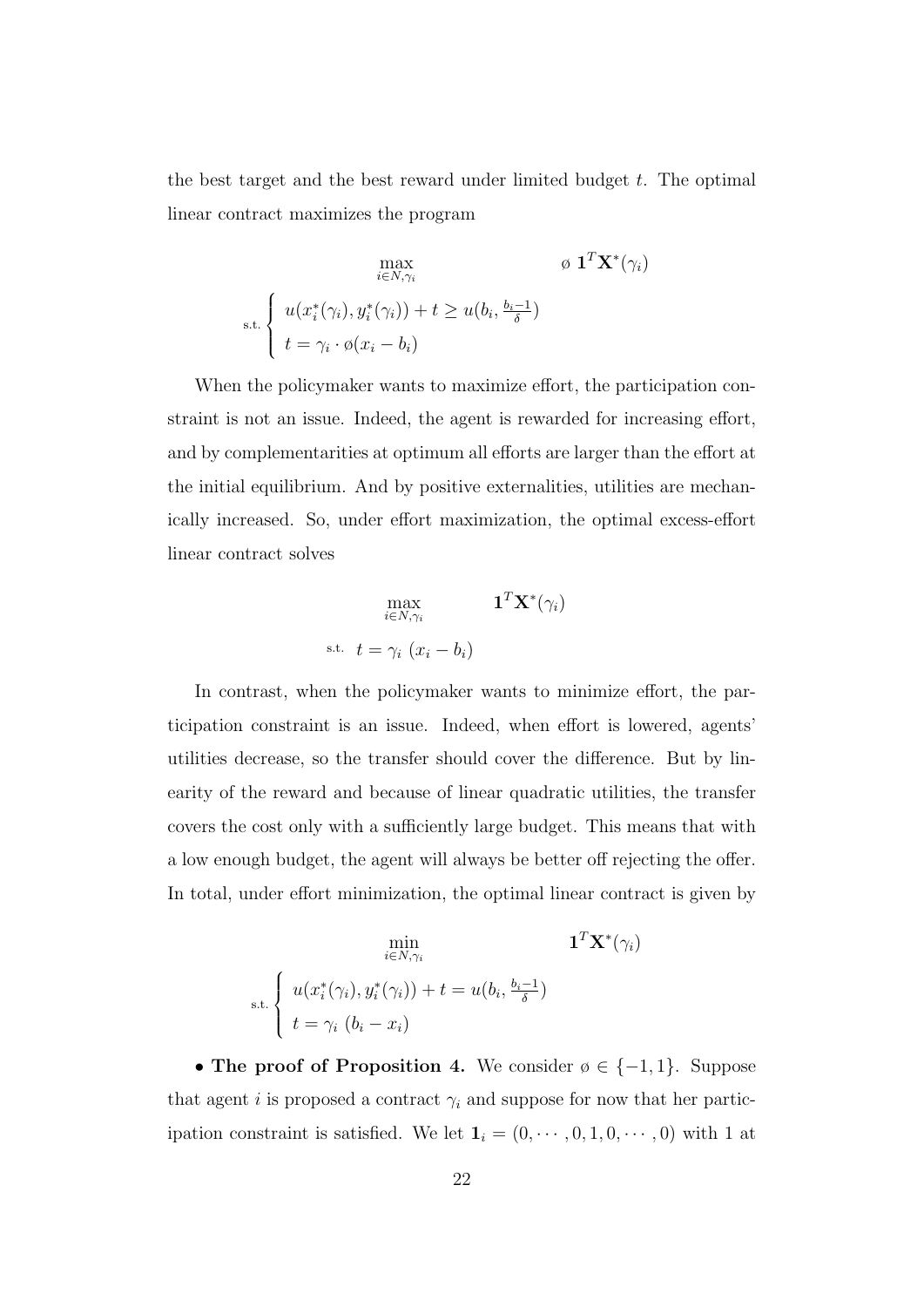the best target and the best reward under limited budget $t$. The optimal linear contract maximizes the program

$$\max_{i \in N, \gamma_i} \quad \text{ø } \mathbf{1}^T \mathbf{X}^*(\gamma_i)$$

$$\text{s.t.} \begin{cases} u(x_i^*(\gamma_i), y_i^*(\gamma_i)) + t \geq u(b_i, \frac{b_i - 1}{\delta}) \\ t = \gamma_i \cdot \text{ø}(x_i - b_i) \end{cases}$$

When the policymaker wants to maximize effort, the participation constraint is not an issue. Indeed, the agent is rewarded for increasing effort, and by complementarities at optimum all efforts are larger than the effort at the initial equilibrium. And by positive externalities, utilities are mechanically increased. So, under effort maximization, the optimal excess-effort linear contract solves

$$\max_{i \in N, \gamma_i} \quad \mathbf{1}^T \mathbf{X}^*(\gamma_i)$$

$$\text{s.t.} \quad t = \gamma_i \ (x_i - b_i)$$

In contrast, when the policymaker wants to minimize effort, the participation constraint is an issue. Indeed, when effort is lowered, agents' utilities decrease, so the transfer should cover the difference. But by linearity of the reward and because of linear quadratic utilities, the transfer covers the cost only with a sufficiently large budget. This means that with a low enough budget, the agent will always be better off rejecting the offer. In total, under effort minimization, the optimal linear contract is given by

$$\min_{i \in N, \gamma_i} \quad \mathbf{1}^T \mathbf{X}^*(\gamma_i)$$

$$\text{s.t.} \begin{cases} u(x_i^*(\gamma_i), y_i^*(\gamma_i)) + t = u(b_i, \frac{b_i - 1}{\delta}) \\ t = \gamma_i \ (b_i - x_i) \end{cases}$$

• **The proof of Proposition 4.** We consider ø $\in \{-1, 1\}$. Suppose that agent $i$ is proposed a contract $\gamma_i$ and suppose for now that her participation constraint is satisfied. We let $\mathbf{1}_i = (0, \cdots, 0, 1, 0, \cdots, 0)$ with 1 at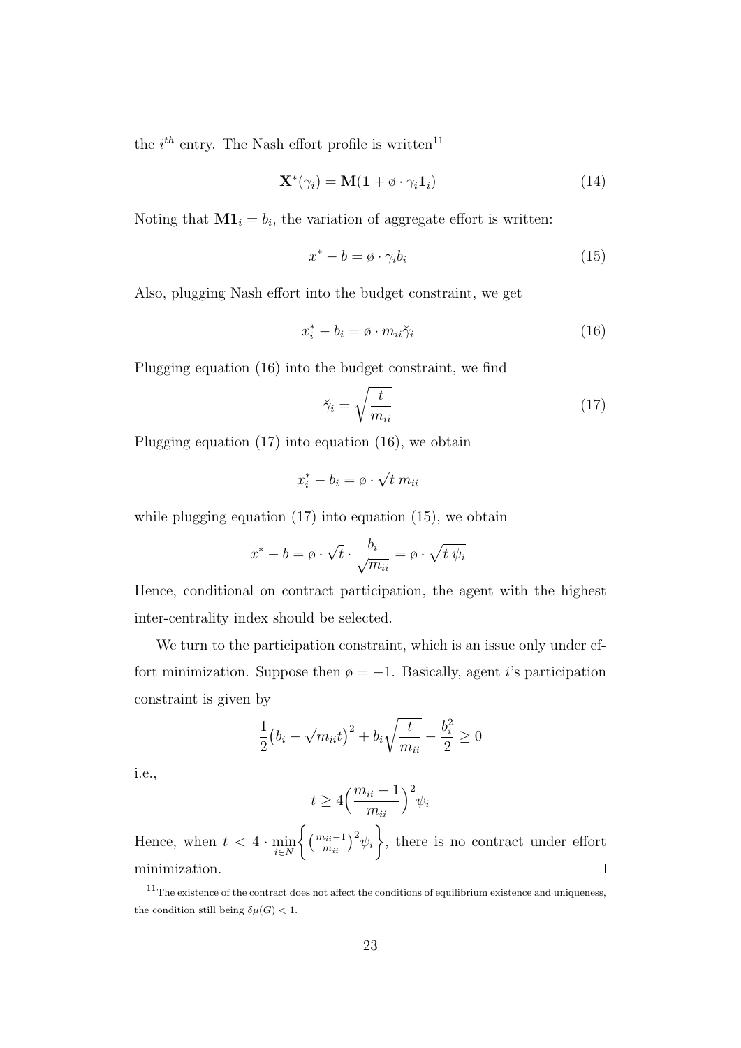the $i^{th}$ entry. The Nash effort profile is written[11]

$$\mathbf{X}^*(\gamma_i) = \mathbf{M}(\mathbf{1} + \phi \cdot \gamma_i \mathbf{1}_i) \tag{14}$$

Noting that $\mathbf{M}\mathbf{1}_i = b_i$, the variation of aggregate effort is written:

$$x^* - b = \phi \cdot \gamma_i b_i \tag{15}$$

Also, plugging Nash effort into the budget constraint, we get

$$x_i^* - b_i = \phi \cdot m_{ii} \breve{\gamma}_i \tag{16}$$

Plugging equation (16) into the budget constraint, we find

$$\breve{\gamma}_i = \sqrt{\frac{t}{m_{ii}}} \tag{17}$$

Plugging equation (17) into equation (16), we obtain

$$x_i^* - b_i = \phi \cdot \sqrt{t\, m_{ii}}$$

while plugging equation (17) into equation (15), we obtain

$$x^* - b = \phi \cdot \sqrt{t} \cdot \frac{b_i}{\sqrt{m_{ii}}} = \phi \cdot \sqrt{t\, \psi_i}$$

Hence, conditional on contract participation, the agent with the highest inter-centrality index should be selected.

We turn to the participation constraint, which is an issue only under effort minimization. Suppose then $\phi = -1$. Basically, agent $i$'s participation constraint is given by

$$\frac{1}{2}\big(b_i - \sqrt{m_{ii} t}\big)^2 + b_i \sqrt{\frac{t}{m_{ii}}} - \frac{b_i^2}{2} \geq 0$$

i.e.,

$$t \geq 4\Big(\frac{m_{ii} - 1}{m_{ii}}\Big)^2 \psi_i$$

Hence, when $t < 4 \cdot \min_{i \in N} \Big\{ \big(\frac{m_{ii}-1}{m_{ii}}\big)^2 \psi_i \Big\}$, there is no contract under effort minimization. □

[11] The existence of the contract does not affect the conditions of equilibrium existence and uniqueness, the condition still being $\delta \mu(G) < 1$.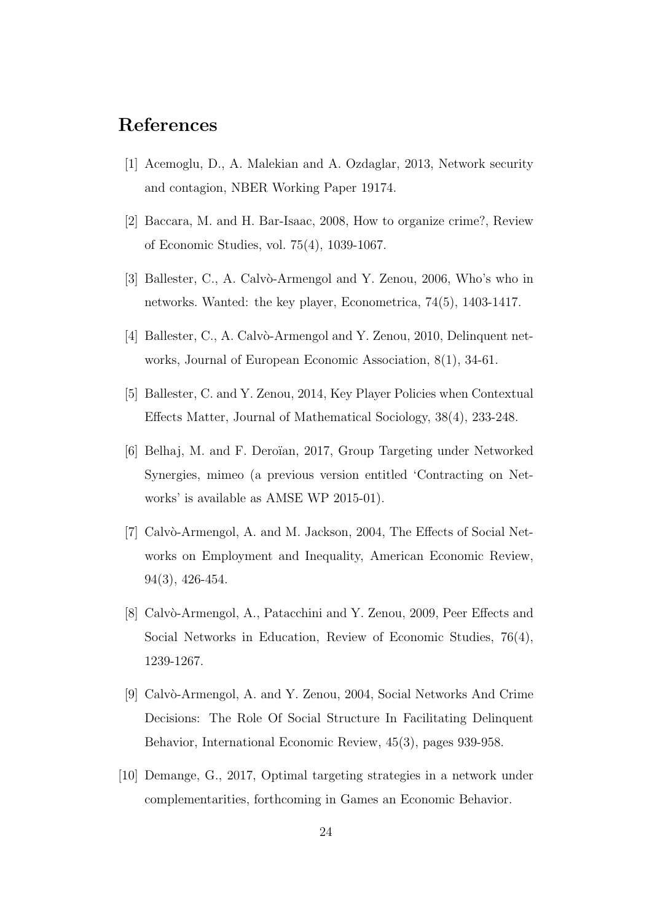## References

[1] Acemoglu, D., A. Malekian and A. Ozdaglar, 2013, Network security and contagion, NBER Working Paper 19174.

[2] Baccara, M. and H. Bar-Isaac, 2008, How to organize crime?, Review of Economic Studies, vol. 75(4), 1039-1067.

[3] Ballester, C., A. Calvò-Armengol and Y. Zenou, 2006, Who's who in networks. Wanted: the key player, Econometrica, 74(5), 1403-1417.

[4] Ballester, C., A. Calvò-Armengol and Y. Zenou, 2010, Delinquent networks, Journal of European Economic Association, 8(1), 34-61.

[5] Ballester, C. and Y. Zenou, 2014, Key Player Policies when Contextual Effects Matter, Journal of Mathematical Sociology, 38(4), 233-248.

[6] Belhaj, M. and F. Deroïan, 2017, Group Targeting under Networked Synergies, mimeo (a previous version entitled 'Contracting on Networks' is available as AMSE WP 2015-01).

[7] Calvò-Armengol, A. and M. Jackson, 2004, The Effects of Social Networks on Employment and Inequality, American Economic Review, 94(3), 426-454.

[8] Calvò-Armengol, A., Patacchini and Y. Zenou, 2009, Peer Effects and Social Networks in Education, Review of Economic Studies, 76(4), 1239-1267.

[9] Calvò-Armengol, A. and Y. Zenou, 2004, Social Networks And Crime Decisions: The Role Of Social Structure In Facilitating Delinquent Behavior, International Economic Review, 45(3), pages 939-958.

[10] Demange, G., 2017, Optimal targeting strategies in a network under complementarities, forthcoming in Games an Economic Behavior.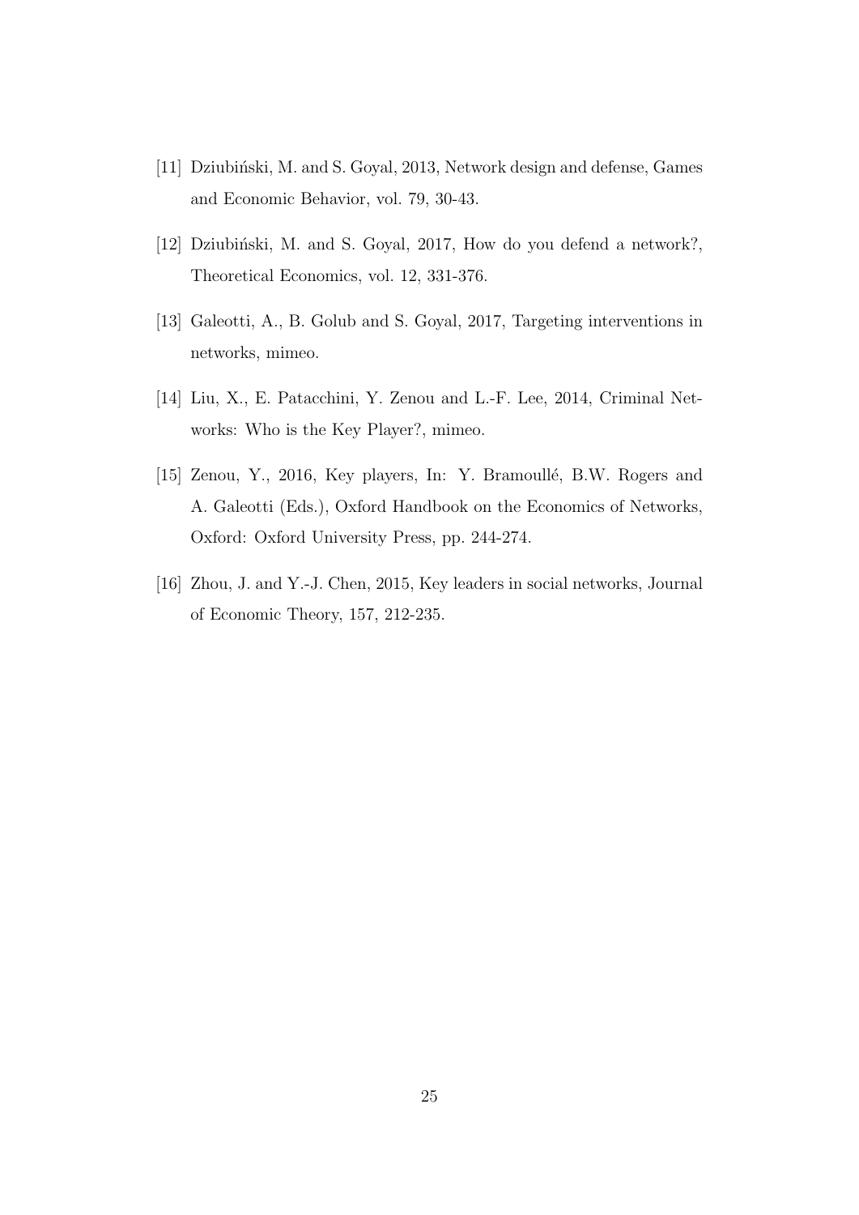[11] Dziubiński, M. and S. Goyal, 2013, Network design and defense, Games and Economic Behavior, vol. 79, 30-43.

[12] Dziubiński, M. and S. Goyal, 2017, How do you defend a network?, Theoretical Economics, vol. 12, 331-376.

[13] Galeotti, A., B. Golub and S. Goyal, 2017, Targeting interventions in networks, mimeo.

[14] Liu, X., E. Patacchini, Y. Zenou and L.-F. Lee, 2014, Criminal Networks: Who is the Key Player?, mimeo.

[15] Zenou, Y., 2016, Key players, In: Y. Bramoullé, B.W. Rogers and A. Galeotti (Eds.), Oxford Handbook on the Economics of Networks, Oxford: Oxford University Press, pp. 244-274.

[16] Zhou, J. and Y.-J. Chen, 2015, Key leaders in social networks, Journal of Economic Theory, 157, 212-235.